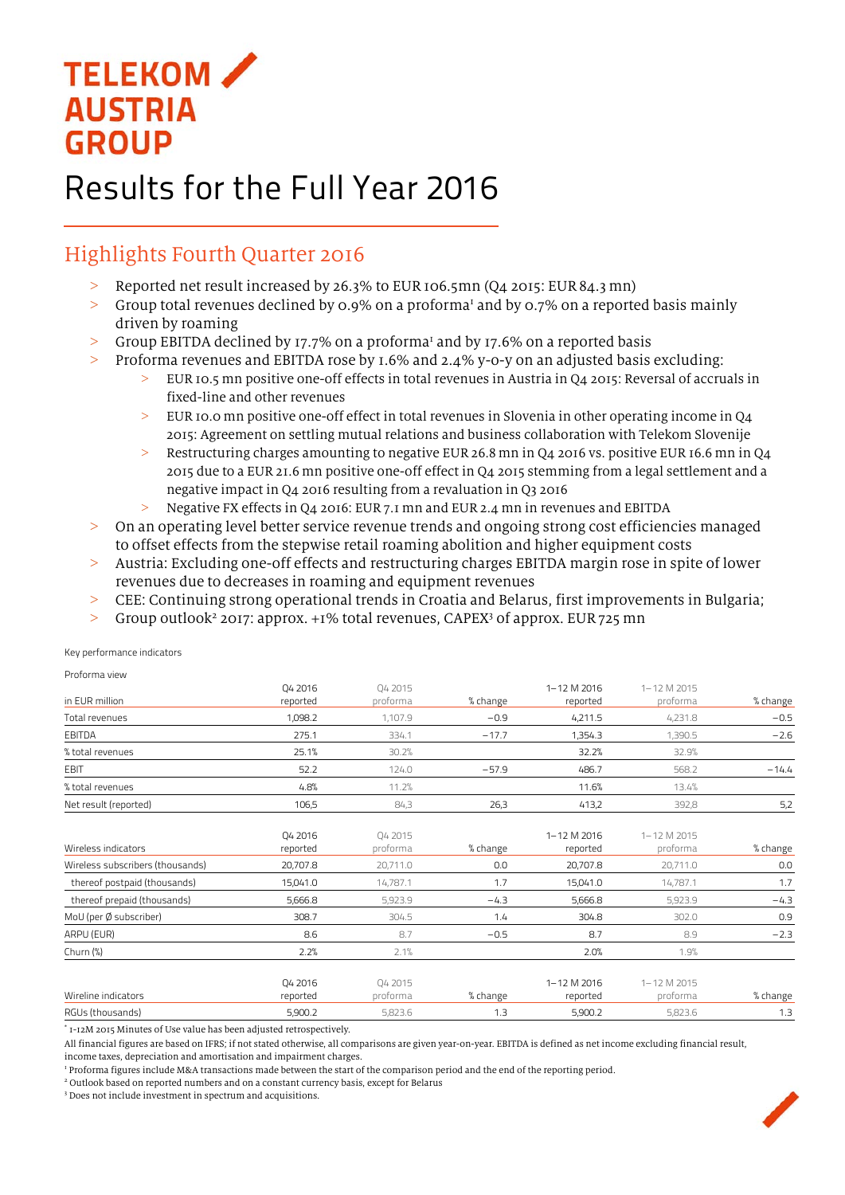# TELEKOM AUSTRIA GROUP

# Results for the Full Year 2016

## Highlights Fourth Quarter 2016

- Reported net result increased by 26.3% to EUR 106.5mn (Q4 2015: EUR 84.3 mn)
- Group total revenues declined by 0.9% on a proforma[1] and by 0.7% on a reported basis mainly driven by roaming
- Group EBITDA declined by 17.7% on a proforma[1] and by 17.6% on a reported basis
- Proforma revenues and EBITDA rose by 1.6% and 2.4% y-o-y on an adjusted basis excluding:
  - EUR 10.5 mn positive one-off effects in total revenues in Austria in Q4 2015: Reversal of accruals in fixed-line and other revenues
  - EUR 10.0 mn positive one-off effect in total revenues in Slovenia in other operating income in Q4 2015: Agreement on settling mutual relations and business collaboration with Telekom Slovenije
  - Restructuring charges amounting to negative EUR 26.8 mn in Q4 2016 vs. positive EUR 16.6 mn in Q4 2015 due to a EUR 21.6 mn positive one-off effect in Q4 2015 stemming from a legal settlement and a negative impact in Q4 2016 resulting from a revaluation in Q3 2016
  - Negative FX effects in Q4 2016: EUR 7.1 mn and EUR 2.4 mn in revenues and EBITDA
- On an operating level better service revenue trends and ongoing strong cost efficiencies managed to offset effects from the stepwise retail roaming abolition and higher equipment costs
- Austria: Excluding one-off effects and restructuring charges EBITDA margin rose in spite of lower revenues due to decreases in roaming and equipment revenues
- CEE: Continuing strong operational trends in Croatia and Belarus, first improvements in Bulgaria;
- Group outlook[2] 2017: approx. +1% total revenues, CAPEX[3] of approx. EUR 725 mn

Key performance indicators

Proforma view

| in EUR million | Q4 2016 reported | Q4 2015 proforma | % change | 1–12 M 2016 reported | 1–12 M 2015 proforma | % change |
|---|---|---|---|---|---|---|
| Total revenues | 1,098.2 | 1,107.9 | −0.9 | 4,211.5 | 4,231.8 | −0.5 |
| EBITDA | 275.1 | 334.1 | −17.7 | 1,354.3 | 1,390.5 | −2.6 |
| % total revenues | 25.1% | 30.2% | | 32.2% | 32.9% | |
| EBIT | 52.2 | 124.0 | −57.9 | 486.7 | 568.2 | −14.4 |
| % total revenues | 4.8% | 11.2% | | 11.6% | 13.4% | |
| Net result (reported) | 106,5 | 84,3 | 26,3 | 413,2 | 392,8 | 5,2 |

| Wireless indicators | Q4 2016 reported | Q4 2015 proforma | % change | 1–12 M 2016 reported | 1–12 M 2015 proforma | % change |
|---|---|---|---|---|---|---|
| Wireless subscribers (thousands) | 20,707.8 | 20,711.0 | 0.0 | 20,707.8 | 20,711.0 | 0.0 |
| thereof postpaid (thousands) | 15,041.0 | 14,787.1 | 1.7 | 15,041.0 | 14,787.1 | 1.7 |
| thereof prepaid (thousands) | 5,666.8 | 5,923.9 | −4.3 | 5,666.8 | 5,923.9 | −4.3 |
| MoU (per Ø subscriber) | 308.7 | 304.5 | 1.4 | 304.8 | 302.0 | 0.9 |
| ARPU (EUR) | 8.6 | 8.7 | −0.5 | 8.7 | 8.9 | −2.3 |
| Churn (%) | 2.2% | 2.1% | | 2.0% | 1.9% | |

| Wireline indicators | Q4 2016 reported | Q4 2015 proforma | % change | 1–12 M 2016 reported | 1–12 M 2015 proforma | % change |
|---|---|---|---|---|---|---|
| RGUs (thousands) | 5,900.2 | 5,823.6 | 1.3 | 5,900.2 | 5,823.6 | 1.3 |

* 1-12M 2015 Minutes of Use value has been adjusted retrospectively.

All financial figures are based on IFRS; if not stated otherwise, all comparisons are given year-on-year. EBITDA is defined as net income excluding financial result, income taxes, depreciation and amortisation and impairment charges.

[1] Proforma figures include M&A transactions made between the start of the comparison period and the end of the reporting period.

[2] Outlook based on reported numbers and on a constant currency basis, except for Belarus

[3] Does not include investment in spectrum and acquisitions.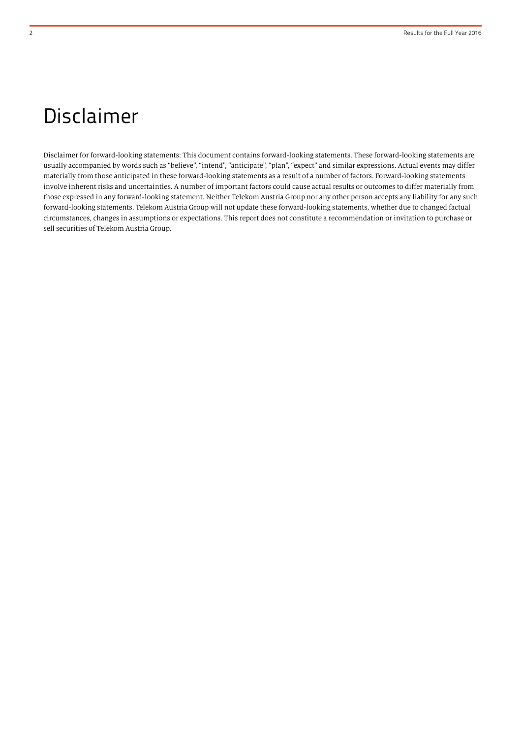# Disclaimer

Disclaimer for forward-looking statements: This document contains forward-looking statements. These forward-looking statements are usually accompanied by words such as "believe", "intend", "anticipate", "plan", "expect" and similar expressions. Actual events may differ materially from those anticipated in these forward-looking statements as a result of a number of factors. Forward-looking statements involve inherent risks and uncertainties. A number of important factors could cause actual results or outcomes to differ materially from those expressed in any forward-looking statement. Neither Telekom Austria Group nor any other person accepts any liability for any such forward-looking statements. Telekom Austria Group will not update these forward-looking statements, whether due to changed factual circumstances, changes in assumptions or expectations. This report does not constitute a recommendation or invitation to purchase or sell securities of Telekom Austria Group.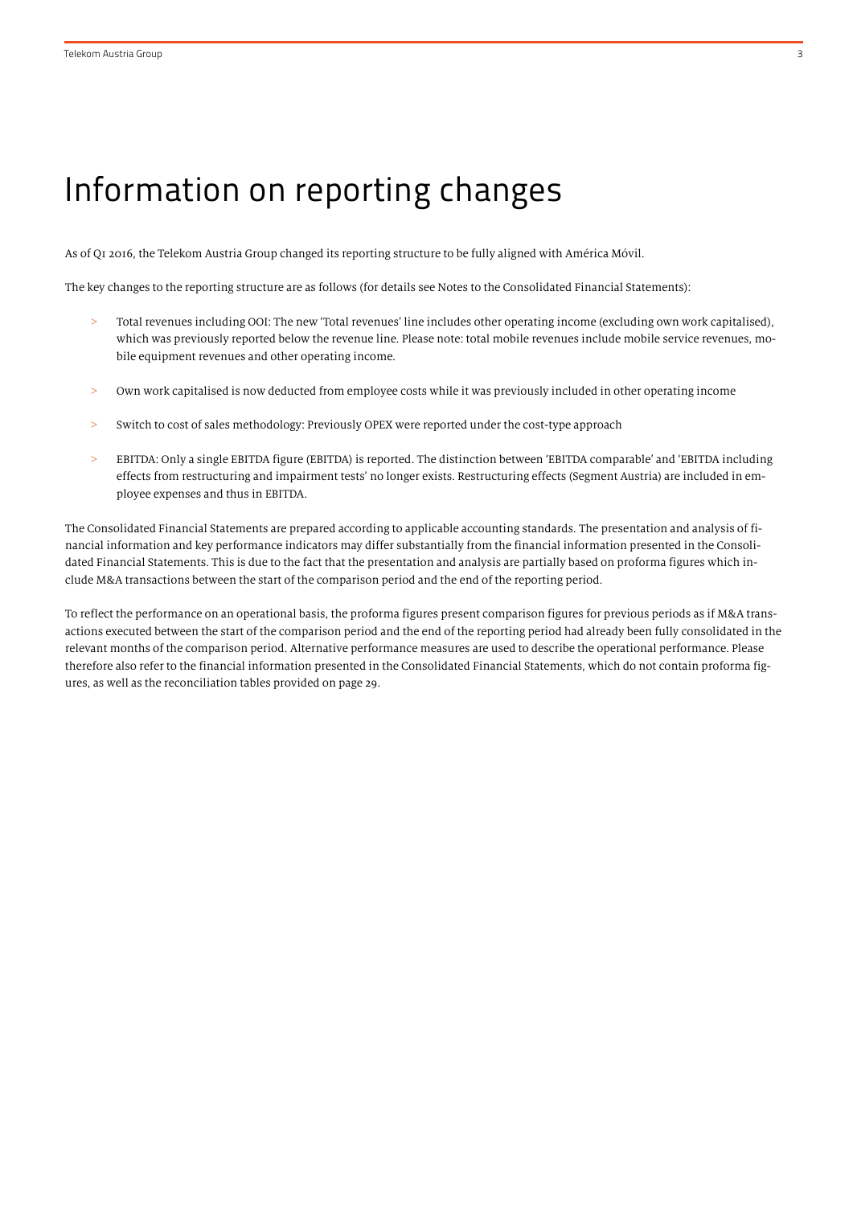# Information on reporting changes

As of Q1 2016, the Telekom Austria Group changed its reporting structure to be fully aligned with América Móvil.

The key changes to the reporting structure are as follows (for details see Notes to the Consolidated Financial Statements):

> Total revenues including OOI: The new 'Total revenues' line includes other operating income (excluding own work capitalised), which was previously reported below the revenue line. Please note: total mobile revenues include mobile service revenues, mobile equipment revenues and other operating income.

> Own work capitalised is now deducted from employee costs while it was previously included in other operating income

> Switch to cost of sales methodology: Previously OPEX were reported under the cost-type approach

> EBITDA: Only a single EBITDA figure (EBITDA) is reported. The distinction between 'EBITDA comparable' and 'EBITDA including effects from restructuring and impairment tests' no longer exists. Restructuring effects (Segment Austria) are included in employee expenses and thus in EBITDA.

The Consolidated Financial Statements are prepared according to applicable accounting standards. The presentation and analysis of financial information and key performance indicators may differ substantially from the financial information presented in the Consolidated Financial Statements. This is due to the fact that the presentation and analysis are partially based on proforma figures which include M&A transactions between the start of the comparison period and the end of the reporting period.

To reflect the performance on an operational basis, the proforma figures present comparison figures for previous periods as if M&A transactions executed between the start of the comparison period and the end of the reporting period had already been fully consolidated in the relevant months of the comparison period. Alternative performance measures are used to describe the operational performance. Please therefore also refer to the financial information presented in the Consolidated Financial Statements, which do not contain proforma figures, as well as the reconciliation tables provided on page 29.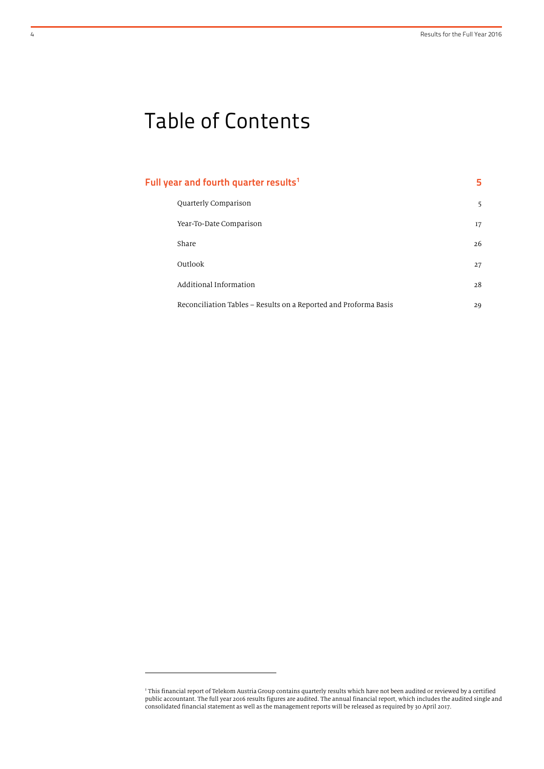# Table of Contents

| | |
|---|---|
| **Full year and fourth quarter results**[1] | **5** |
| Quarterly Comparison | 5 |
| Year-To-Date Comparison | 17 |
| Share | 26 |
| Outlook | 27 |
| Additional Information | 28 |
| Reconciliation Tables – Results on a Reported and Proforma Basis | 29 |

[1] This financial report of Telekom Austria Group contains quarterly results which have not been audited or reviewed by a certified public accountant. The full year 2016 results figures are audited. The annual financial report, which includes the audited single and consolidated financial statement as well as the management reports will be released as required by 30 April 2017.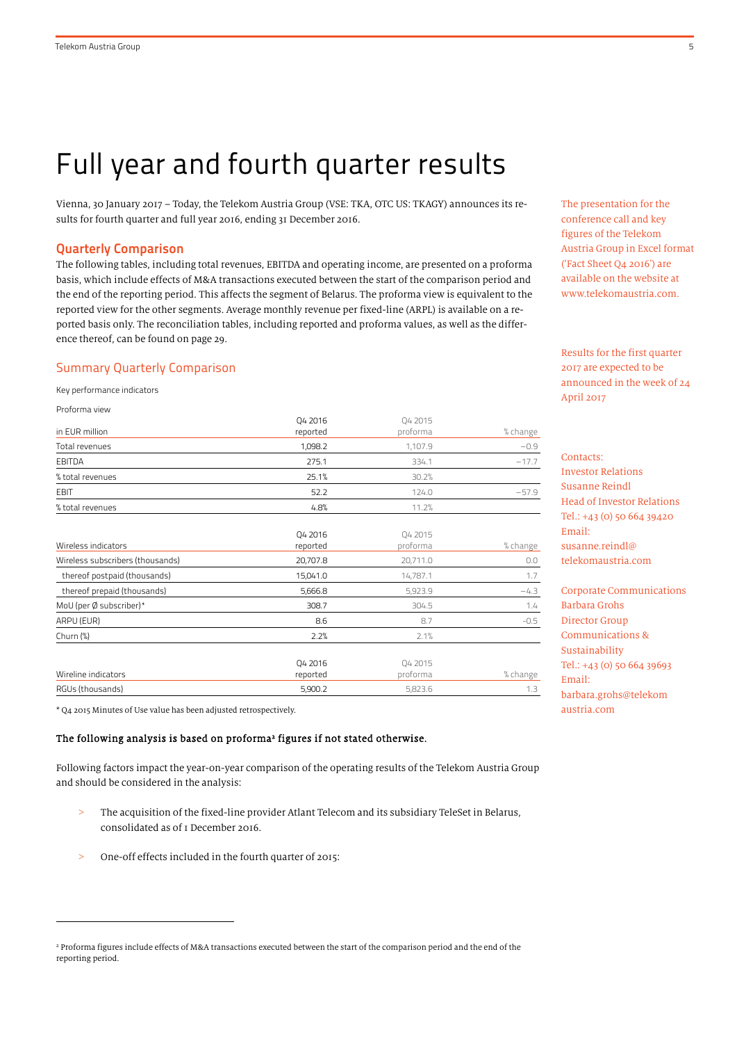# Full year and fourth quarter results

Vienna, 30 January 2017 – Today, the Telekom Austria Group (VSE: TKA, OTC US: TKAGY) announces its results for fourth quarter and full year 2016, ending 31 December 2016.

The presentation for the conference call and key figures of the Telekom Austria Group in Excel format ('Fact Sheet Q4 2016') are available on the website at www.telekomaustria.com.

Results for the first quarter 2017 are expected to be announced in the week of 24 April 2017

Contacts:
Investor Relations
Susanne Reindl
Head of Investor Relations
Tel.: +43 (0) 50 664 39420
Email:
susanne.reindl@telekomaustria.com

Corporate Communications
Barbara Grohs
Director Group Communications & Sustainability
Tel.: +43 (0) 50 664 39693
Email:
barbara.grohs@telekomaustria.com

## Quarterly Comparison

The following tables, including total revenues, EBITDA and operating income, are presented on a proforma basis, which include effects of M&A transactions executed between the start of the comparison period and the end of the reporting period. This affects the segment of Belarus. The proforma view is equivalent to the reported view for the other segments. Average monthly revenue per fixed-line (ARPL) is available on a reported basis only. The reconciliation tables, including reported and proforma values, as well as the difference thereof, can be found on page 29.

### Summary Quarterly Comparison

Key performance indicators

Proforma view

| in EUR million | Q4 2016 reported | Q4 2015 proforma | % change |
|---|---|---|---|
| Total revenues | 1,098.2 | 1,107.9 | −0.9 |
| EBITDA | 275.1 | 334.1 | −17.7 |
| % total revenues | 25.1% | 30.2% | |
| EBIT | 52.2 | 124.0 | −57.9 |
| % total revenues | 4.8% | 11.2% | |

| Wireless indicators | Q4 2016 reported | Q4 2015 proforma | % change |
|---|---|---|---|
| Wireless subscribers (thousands) | 20,707.8 | 20,711.0 | 0.0 |
| thereof postpaid (thousands) | 15,041.0 | 14,787.1 | 1.7 |
| thereof prepaid (thousands) | 5,666.8 | 5,923.9 | −4.3 |
| MoU (per Ø subscriber)* | 308.7 | 304.5 | 1.4 |
| ARPU (EUR) | 8.6 | 8.7 | -0.5 |
| Churn (%) | 2.2% | 2.1% | |

| Wireline indicators | Q4 2016 reported | Q4 2015 proforma | % change |
|---|---|---|---|
| RGUs (thousands) | 5,900.2 | 5,823.6 | 1.3 |

* Q4 2015 Minutes of Use value has been adjusted retrospectively.

**The following analysis is based on proforma[2] figures if not stated otherwise.**

Following factors impact the year-on-year comparison of the operating results of the Telekom Austria Group and should be considered in the analysis:

> The acquisition of the fixed-line provider Atlant Telecom and its subsidiary TeleSet in Belarus, consolidated as of 1 December 2016.

> One-off effects included in the fourth quarter of 2015:

[2] Proforma figures include effects of M&A transactions executed between the start of the comparison period and the end of the reporting period.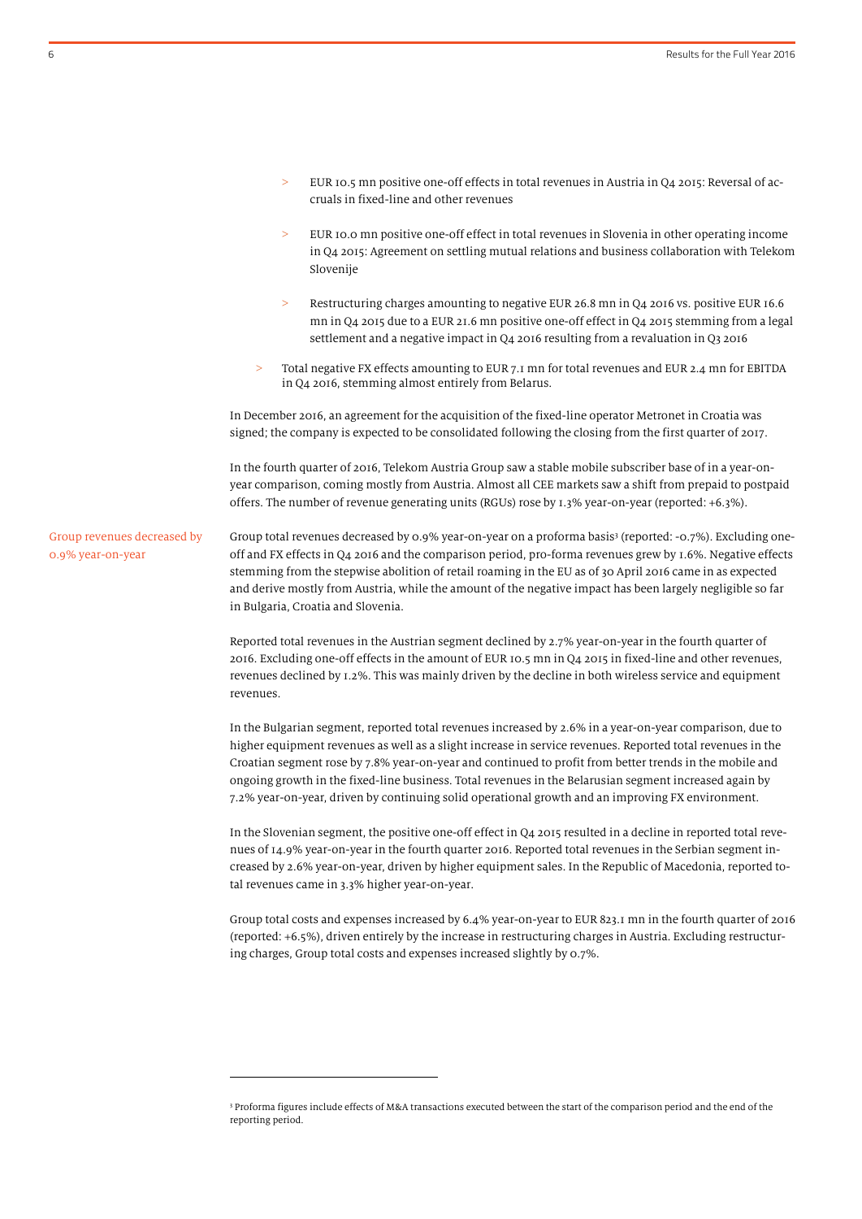- EUR 10.5 mn positive one-off effects in total revenues in Austria in Q4 2015: Reversal of accruals in fixed-line and other revenues

  - EUR 10.0 mn positive one-off effect in total revenues in Slovenia in other operating income in Q4 2015: Agreement on settling mutual relations and business collaboration with Telekom Slovenije

  - Restructuring charges amounting to negative EUR 26.8 mn in Q4 2016 vs. positive EUR 16.6 mn in Q4 2015 due to a EUR 21.6 mn positive one-off effect in Q4 2015 stemming from a legal settlement and a negative impact in Q4 2016 resulting from a revaluation in Q3 2016

- Total negative FX effects amounting to EUR 7.1 mn for total revenues and EUR 2.4 mn for EBITDA in Q4 2016, stemming almost entirely from Belarus.

In December 2016, an agreement for the acquisition of the fixed-line operator Metronet in Croatia was signed; the company is expected to be consolidated following the closing from the first quarter of 2017.

In the fourth quarter of 2016, Telekom Austria Group saw a stable mobile subscriber base of in a year-on-year comparison, coming mostly from Austria. Almost all CEE markets saw a shift from prepaid to postpaid offers. The number of revenue generating units (RGUs) rose by 1.3% year-on-year (reported: +6.3%).

Group revenues decreased by 0.9% year-on-year

Group total revenues decreased by 0.9% year-on-year on a proforma basis[3] (reported: -0.7%). Excluding one-off and FX effects in Q4 2016 and the comparison period, pro-forma revenues grew by 1.6%. Negative effects stemming from the stepwise abolition of retail roaming in the EU as of 30 April 2016 came in as expected and derive mostly from Austria, while the amount of the negative impact has been largely negligible so far in Bulgaria, Croatia and Slovenia.

Reported total revenues in the Austrian segment declined by 2.7% year-on-year in the fourth quarter of 2016. Excluding one-off effects in the amount of EUR 10.5 mn in Q4 2015 in fixed-line and other revenues, revenues declined by 1.2%. This was mainly driven by the decline in both wireless service and equipment revenues.

In the Bulgarian segment, reported total revenues increased by 2.6% in a year-on-year comparison, due to higher equipment revenues as well as a slight increase in service revenues. Reported total revenues in the Croatian segment rose by 7.8% year-on-year and continued to profit from better trends in the mobile and ongoing growth in the fixed-line business. Total revenues in the Belarusian segment increased again by 7.2% year-on-year, driven by continuing solid operational growth and an improving FX environment.

In the Slovenian segment, the positive one-off effect in Q4 2015 resulted in a decline in reported total revenues of 14.9% year-on-year in the fourth quarter 2016. Reported total revenues in the Serbian segment increased by 2.6% year-on-year, driven by higher equipment sales. In the Republic of Macedonia, reported total revenues came in 3.3% higher year-on-year.

Group total costs and expenses increased by 6.4% year-on-year to EUR 823.1 mn in the fourth quarter of 2016 (reported: +6.5%), driven entirely by the increase in restructuring charges in Austria. Excluding restructuring charges, Group total costs and expenses increased slightly by 0.7%.

---

[3] Proforma figures include effects of M&A transactions executed between the start of the comparison period and the end of the reporting period.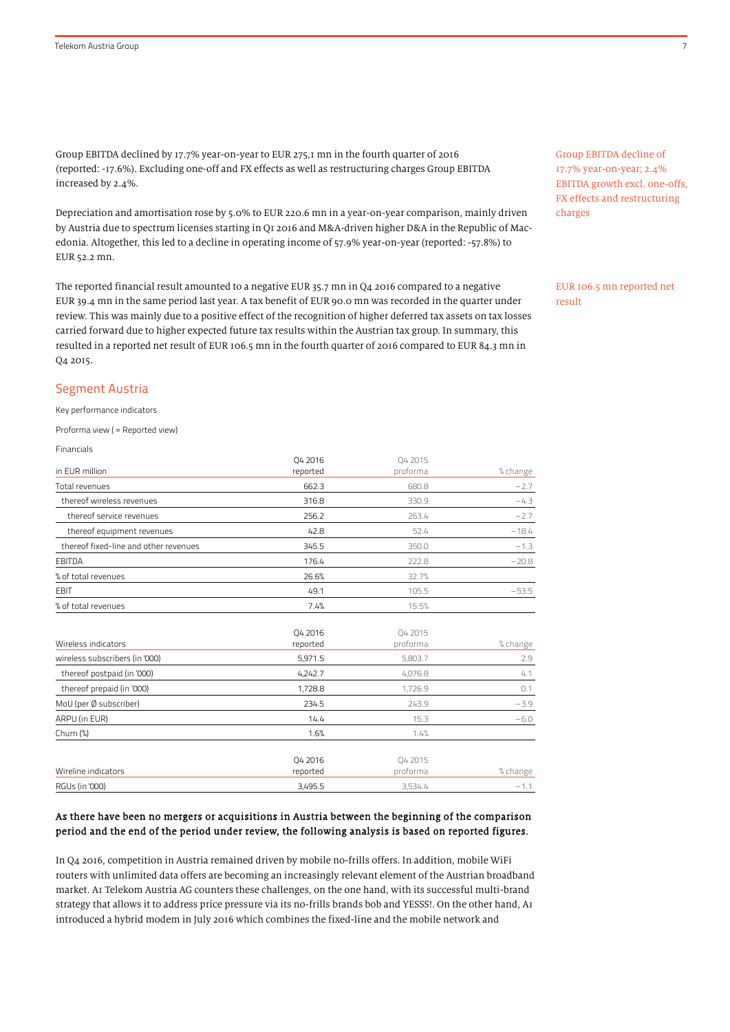Group EBITDA declined by 17.7% year-on-year to EUR 275,1 mn in the fourth quarter of 2016 (reported: -17.6%). Excluding one-off and FX effects as well as restructuring charges Group EBITDA increased by 2.4%.

Group EBITDA decline of 17.7% year-on-year; 2.4% EBITDA growth excl. one-offs, FX effects and restructuring charges

Depreciation and amortisation rose by 5.0% to EUR 220.6 mn in a year-on-year comparison, mainly driven by Austria due to spectrum licenses starting in Q1 2016 and M&A-driven higher D&A in the Republic of Macedonia. Altogether, this led to a decline in operating income of 57.9% year-on-year (reported: -57.8%) to EUR 52.2 mn.

The reported financial result amounted to a negative EUR 35.7 mn in Q4 2016 compared to a negative EUR 39.4 mn in the same period last year. A tax benefit of EUR 90.0 mn was recorded in the quarter under review. This was mainly due to a positive effect of the recognition of higher deferred tax assets on tax losses carried forward due to higher expected future tax results within the Austrian tax group. In summary, this resulted in a reported net result of EUR 106.5 mn in the fourth quarter of 2016 compared to EUR 84.3 mn in Q4 2015.

EUR 106.5 mn reported net result

## Segment Austria

Key performance indicators

Proforma view ( = Reported view)

Financials

| in EUR million | Q4 2016 reported | Q4 2015 proforma | % change |
|---|---|---|---|
| Total revenues | 662.3 | 680.8 | −2.7 |
| thereof wireless revenues | 316.8 | 330.9 | −4.3 |
| thereof service revenues | 256.2 | 263.4 | −2.7 |
| thereof equipment revenues | 42.8 | 52.4 | −18.4 |
| thereof fixed-line and other revenues | 345.5 | 350.0 | −1.3 |
| EBITDA | 176.4 | 222.8 | −20.8 |
| % of total revenues | 26.6% | 32.7% | |
| EBIT | 49.1 | 105.5 | −53.5 |
| % of total revenues | 7.4% | 15.5% | |

| Wireless indicators | Q4 2016 reported | Q4 2015 proforma | % change |
|---|---|---|---|
| wireless subscribers (in '000) | 5,971.5 | 5,803.7 | 2.9 |
| thereof postpaid (in '000) | 4,242.7 | 4,076.8 | 4.1 |
| thereof prepaid (in '000) | 1,728.8 | 1,726.9 | 0.1 |
| MoU (per Ø subscriber) | 234.5 | 243.9 | −3.9 |
| ARPU (in EUR) | 14.4 | 15.3 | −6.0 |
| Churn (%) | 1.6% | 1.4% | |

| Wireline indicators | Q4 2016 reported | Q4 2015 proforma | % change |
|---|---|---|---|
| RGUs (in '000) | 3,495.5 | 3,534.4 | −1.1 |

**As there have been no mergers or acquisitions in Austria between the beginning of the comparison period and the end of the period under review, the following analysis is based on reported figures.**

In Q4 2016, competition in Austria remained driven by mobile no-frills offers. In addition, mobile WiFi routers with unlimited data offers are becoming an increasingly relevant element of the Austrian broadband market. A1 Telekom Austria AG counters these challenges, on the one hand, with its successful multi-brand strategy that allows it to address price pressure via its no-frills brands bob and YESSS!. On the other hand, A1 introduced a hybrid modem in July 2016 which combines the fixed-line and the mobile network and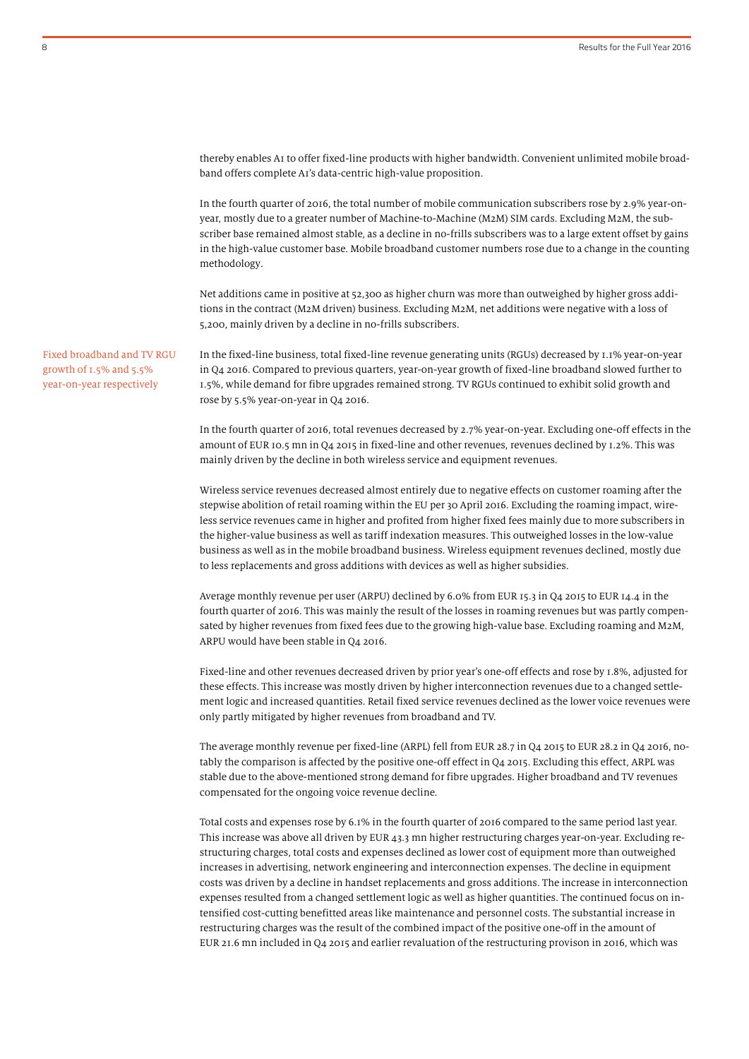thereby enables A1 to offer fixed-line products with higher bandwidth. Convenient unlimited mobile broadband offers complete A1's data-centric high-value proposition.

In the fourth quarter of 2016, the total number of mobile communication subscribers rose by 2.9% year-on-year, mostly due to a greater number of Machine-to-Machine (M2M) SIM cards. Excluding M2M, the subscriber base remained almost stable, as a decline in no-frills subscribers was to a large extent offset by gains in the high-value customer base. Mobile broadband customer numbers rose due to a change in the counting methodology.

Net additions came in positive at 52,300 as higher churn was more than outweighed by higher gross additions in the contract (M2M driven) business. Excluding M2M, net additions were negative with a loss of 5,200, mainly driven by a decline in no-frills subscribers.

Fixed broadband and TV RGU growth of 1.5% and 5.5% year-on-year respectively

In the fixed-line business, total fixed-line revenue generating units (RGUs) decreased by 1.1% year-on-year in Q4 2016. Compared to previous quarters, year-on-year growth of fixed-line broadband slowed further to 1.5%, while demand for fibre upgrades remained strong. TV RGUs continued to exhibit solid growth and rose by 5.5% year-on-year in Q4 2016.

In the fourth quarter of 2016, total revenues decreased by 2.7% year-on-year. Excluding one-off effects in the amount of EUR 10.5 mn in Q4 2015 in fixed-line and other revenues, revenues declined by 1.2%. This was mainly driven by the decline in both wireless service and equipment revenues.

Wireless service revenues decreased almost entirely due to negative effects on customer roaming after the stepwise abolition of retail roaming within the EU per 30 April 2016. Excluding the roaming impact, wireless service revenues came in higher and profited from higher fixed fees mainly due to more subscribers in the higher-value business as well as tariff indexation measures. This outweighed losses in the low-value business as well as in the mobile broadband business. Wireless equipment revenues declined, mostly due to less replacements and gross additions with devices as well as higher subsidies.

Average monthly revenue per user (ARPU) declined by 6.0% from EUR 15.3 in Q4 2015 to EUR 14.4 in the fourth quarter of 2016. This was mainly the result of the losses in roaming revenues but was partly compensated by higher revenues from fixed fees due to the growing high-value base. Excluding roaming and M2M, ARPU would have been stable in Q4 2016.

Fixed-line and other revenues decreased driven by prior year's one-off effects and rose by 1.8%, adjusted for these effects. This increase was mostly driven by higher interconnection revenues due to a changed settlement logic and increased quantities. Retail fixed service revenues declined as the lower voice revenues were only partly mitigated by higher revenues from broadband and TV.

The average monthly revenue per fixed-line (ARPL) fell from EUR 28.7 in Q4 2015 to EUR 28.2 in Q4 2016, notably the comparison is affected by the positive one-off effect in Q4 2015. Excluding this effect, ARPL was stable due to the above-mentioned strong demand for fibre upgrades. Higher broadband and TV revenues compensated for the ongoing voice revenue decline.

Total costs and expenses rose by 6.1% in the fourth quarter of 2016 compared to the same period last year. This increase was above all driven by EUR 43.3 mn higher restructuring charges year-on-year. Excluding restructuring charges, total costs and expenses declined as lower cost of equipment more than outweighed increases in advertising, network engineering and interconnection expenses. The decline in equipment costs was driven by a decline in handset replacements and gross additions. The increase in interconnection expenses resulted from a changed settlement logic as well as higher quantities. The continued focus on intensified cost-cutting benefitted areas like maintenance and personnel costs. The substantial increase in restructuring charges was the result of the combined impact of the positive one-off in the amount of EUR 21.6 mn included in Q4 2015 and earlier revaluation of the restructuring provison in 2016, which was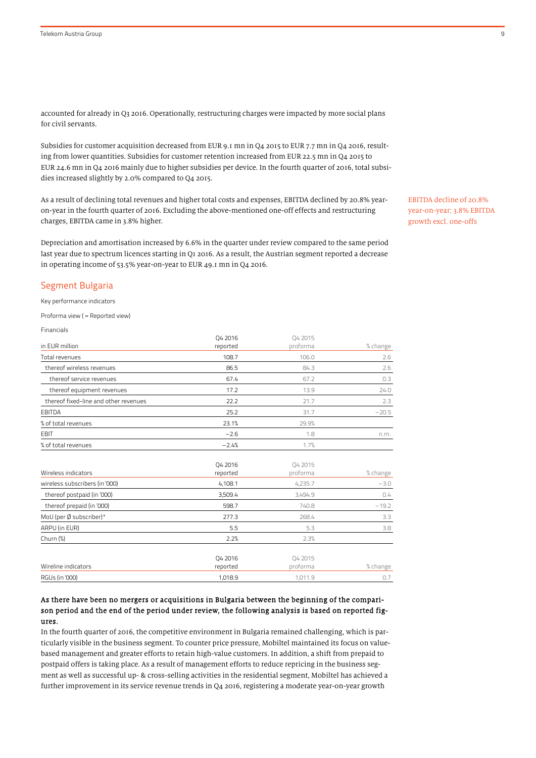accounted for already in Q3 2016. Operationally, restructuring charges were impacted by more social plans for civil servants.

Subsidies for customer acquisition decreased from EUR 9.1 mn in Q4 2015 to EUR 7.7 mn in Q4 2016, resulting from lower quantities. Subsidies for customer retention increased from EUR 22.5 mn in Q4 2015 to EUR 24.6 mn in Q4 2016 mainly due to higher subsidies per device. In the fourth quarter of 2016, total subsidies increased slightly by 2.0% compared to Q4 2015.

As a result of declining total revenues and higher total costs and expenses, EBITDA declined by 20.8% year-on-year in the fourth quarter of 2016. Excluding the above-mentioned one-off effects and restructuring charges, EBITDA came in 3.8% higher.

EBITDA decline of 20.8% year-on-year; 3.8% EBITDA growth excl. one-offs

Depreciation and amortisation increased by 6.6% in the quarter under review compared to the same period last year due to spectrum licences starting in Q1 2016. As a result, the Austrian segment reported a decrease in operating income of 53.5% year-on-year to EUR 49.1 mn in Q4 2016.

## Segment Bulgaria

Key performance indicators

Proforma view ( = Reported view)

Financials

| in EUR million | Q4 2016 reported | Q4 2015 proforma | % change |
|---|---|---|---|
| Total revenues | 108.7 | 106.0 | 2.6 |
| thereof wireless revenues | 86.5 | 84.3 | 2.6 |
| thereof service revenues | 67.4 | 67.2 | 0.3 |
| thereof equipment revenues | 17.2 | 13.9 | 24.0 |
| thereof fixed-line and other revenues | 22.2 | 21.7 | 2.3 |
| EBITDA | 25.2 | 31.7 | −20.5 |
| % of total revenues | 23.1% | 29.9% | |
| EBIT | −2.6 | 1.8 | n.m. |
| % of total revenues | −2.4% | 1.7% | |

| Wireless indicators | Q4 2016 reported | Q4 2015 proforma | % change |
|---|---|---|---|
| wireless subscribers (in '000) | 4,108.1 | 4,235.7 | −3.0 |
| thereof postpaid (in '000) | 3,509.4 | 3,494.9 | 0.4 |
| thereof prepaid (in '000) | 598.7 | 740.8 | −19.2 |
| MoU (per Ø subscriber)* | 277.3 | 268.4 | 3.3 |
| ARPU (in EUR) | 5.5 | 5.3 | 3.8 |
| Churn (%) | 2.2% | 2.3% | |

| Wireline indicators | Q4 2016 reported | Q4 2015 proforma | % change |
|---|---|---|---|
| RGUs (in '000) | 1,018.9 | 1,011.9 | 0.7 |

**As there have been no mergers or acquisitions in Bulgaria between the beginning of the comparison period and the end of the period under review, the following analysis is based on reported figures.**

In the fourth quarter of 2016, the competitive environment in Bulgaria remained challenging, which is particularly visible in the business segment. To counter price pressure, Mobiltel maintained its focus on value-based management and greater efforts to retain high-value customers. In addition, a shift from prepaid to postpaid offers is taking place. As a result of management efforts to reduce repricing in the business segment as well as successful up- & cross-selling activities in the residential segment, Mobiltel has achieved a further improvement in its service revenue trends in Q4 2016, registering a moderate year-on-year growth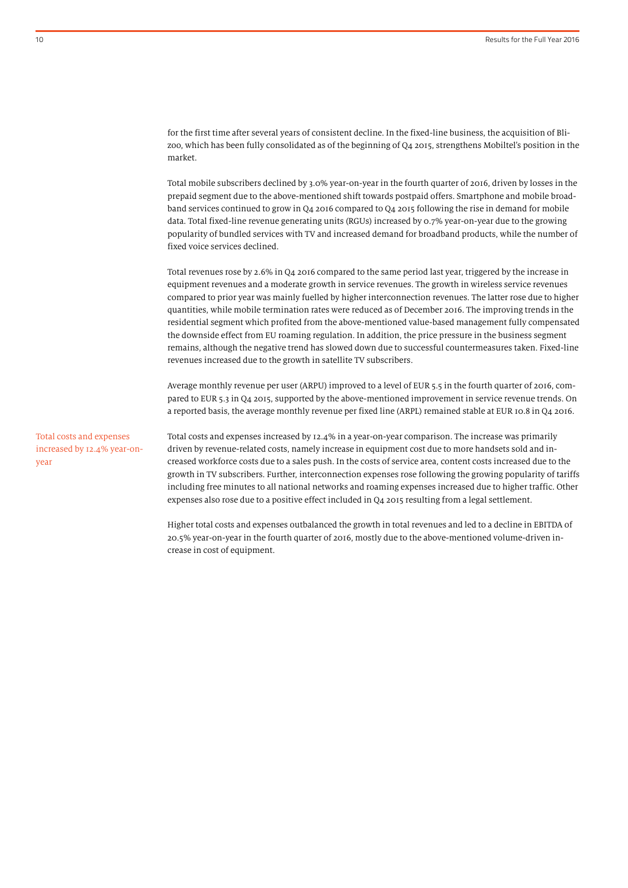for the first time after several years of consistent decline. In the fixed-line business, the acquisition of Blizoo, which has been fully consolidated as of the beginning of Q4 2015, strengthens Mobiltel's position in the market.

Total mobile subscribers declined by 3.0% year-on-year in the fourth quarter of 2016, driven by losses in the prepaid segment due to the above-mentioned shift towards postpaid offers. Smartphone and mobile broadband services continued to grow in Q4 2016 compared to Q4 2015 following the rise in demand for mobile data. Total fixed-line revenue generating units (RGUs) increased by 0.7% year-on-year due to the growing popularity of bundled services with TV and increased demand for broadband products, while the number of fixed voice services declined.

Total revenues rose by 2.6% in Q4 2016 compared to the same period last year, triggered by the increase in equipment revenues and a moderate growth in service revenues. The growth in wireless service revenues compared to prior year was mainly fuelled by higher interconnection revenues. The latter rose due to higher quantities, while mobile termination rates were reduced as of December 2016. The improving trends in the residential segment which profited from the above-mentioned value-based management fully compensated the downside effect from EU roaming regulation. In addition, the price pressure in the business segment remains, although the negative trend has slowed down due to successful countermeasures taken. Fixed-line revenues increased due to the growth in satellite TV subscribers.

Average monthly revenue per user (ARPU) improved to a level of EUR 5.5 in the fourth quarter of 2016, compared to EUR 5.3 in Q4 2015, supported by the above-mentioned improvement in service revenue trends. On a reported basis, the average monthly revenue per fixed line (ARPL) remained stable at EUR 10.8 in Q4 2016.

Total costs and expenses increased by 12.4% year-on-year

Total costs and expenses increased by 12.4% in a year-on-year comparison. The increase was primarily driven by revenue-related costs, namely increase in equipment cost due to more handsets sold and increased workforce costs due to a sales push. In the costs of service area, content costs increased due to the growth in TV subscribers. Further, interconnection expenses rose following the growing popularity of tariffs including free minutes to all national networks and roaming expenses increased due to higher traffic. Other expenses also rose due to a positive effect included in Q4 2015 resulting from a legal settlement.

Higher total costs and expenses outbalanced the growth in total revenues and led to a decline in EBITDA of 20.5% year-on-year in the fourth quarter of 2016, mostly due to the above-mentioned volume-driven increase in cost of equipment.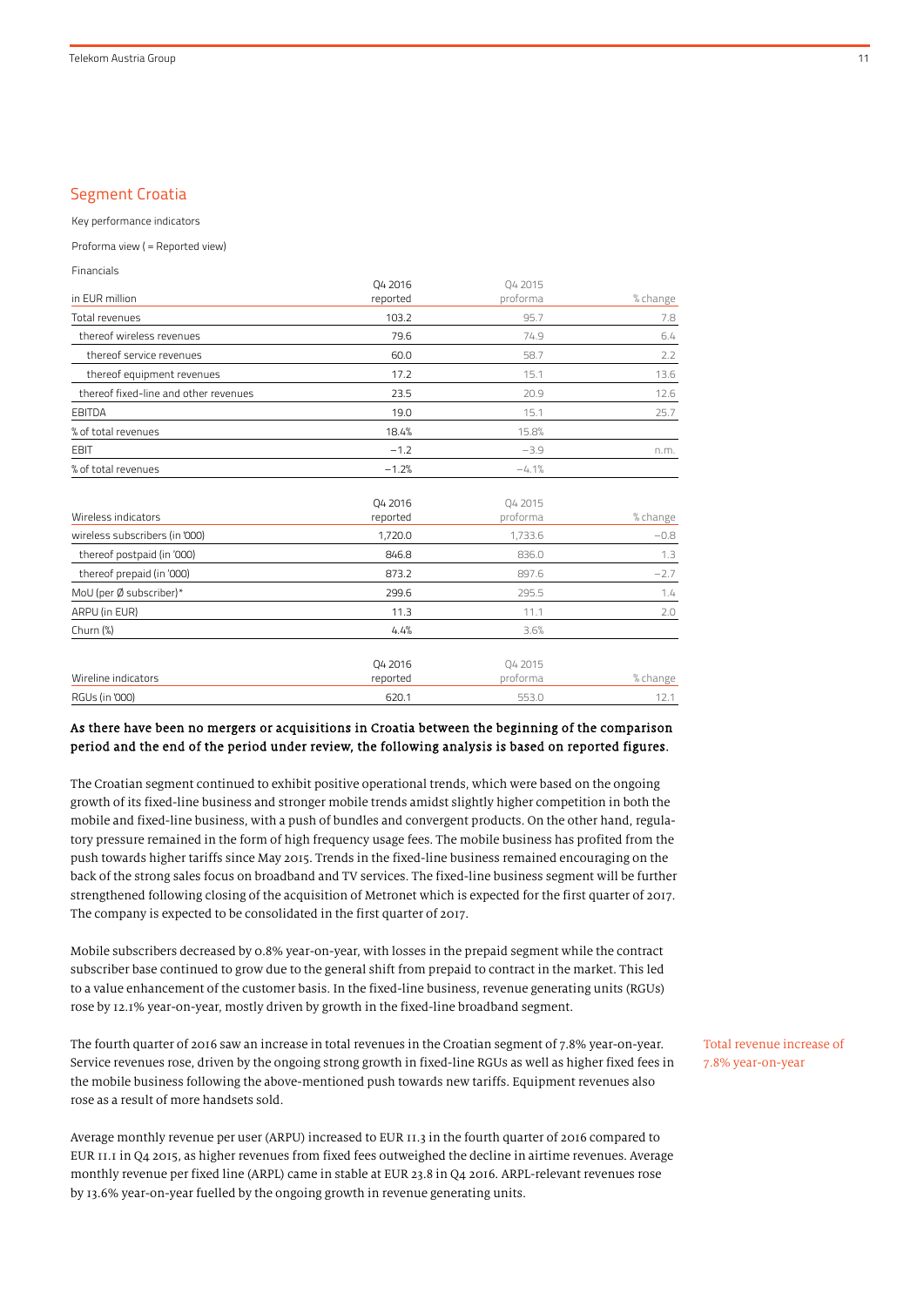## Segment Croatia

Key performance indicators

Proforma view ( = Reported view)

Financials

| in EUR million | Q4 2016 reported | Q4 2015 proforma | % change |
|---|---|---|---|
| Total revenues | 103.2 | 95.7 | 7.8 |
| thereof wireless revenues | 79.6 | 74.9 | 6.4 |
| thereof service revenues | 60.0 | 58.7 | 2.2 |
| thereof equipment revenues | 17.2 | 15.1 | 13.6 |
| thereof fixed-line and other revenues | 23.5 | 20.9 | 12.6 |
| EBITDA | 19.0 | 15.1 | 25.7 |
| % of total revenues | 18.4% | 15.8% | |
| EBIT | −1.2 | −3.9 | n.m. |
| % of total revenues | −1.2% | −4.1% | |

| Wireless indicators | Q4 2016 reported | Q4 2015 proforma | % change |
|---|---|---|---|
| wireless subscribers (in '000) | 1,720.0 | 1,733.6 | −0.8 |
| thereof postpaid (in '000) | 846.8 | 836.0 | 1.3 |
| thereof prepaid (in '000) | 873.2 | 897.6 | −2.7 |
| MoU (per Ø subscriber)* | 299.6 | 295.5 | 1.4 |
| ARPU (in EUR) | 11.3 | 11.1 | 2.0 |
| Churn (%) | 4.4% | 3.6% | |

| Wireline indicators | Q4 2016 reported | Q4 2015 proforma | % change |
|---|---|---|---|
| RGUs (in '000) | 620.1 | 553.0 | 12.1 |

**As there have been no mergers or acquisitions in Croatia between the beginning of the comparison period and the end of the period under review, the following analysis is based on reported figures.**

The Croatian segment continued to exhibit positive operational trends, which were based on the ongoing growth of its fixed-line business and stronger mobile trends amidst slightly higher competition in both the mobile and fixed-line business, with a push of bundles and convergent products. On the other hand, regulatory pressure remained in the form of high frequency usage fees. The mobile business has profited from the push towards higher tariffs since May 2015. Trends in the fixed-line business remained encouraging on the back of the strong sales focus on broadband and TV services. The fixed-line business segment will be further strengthened following closing of the acquisition of Metronet which is expected for the first quarter of 2017. The company is expected to be consolidated in the first quarter of 2017.

Mobile subscribers decreased by 0.8% year-on-year, with losses in the prepaid segment while the contract subscriber base continued to grow due to the general shift from prepaid to contract in the market. This led to a value enhancement of the customer basis. In the fixed-line business, revenue generating units (RGUs) rose by 12.1% year-on-year, mostly driven by growth in the fixed-line broadband segment.

Total revenue increase of 7.8% year-on-year

The fourth quarter of 2016 saw an increase in total revenues in the Croatian segment of 7.8% year-on-year. Service revenues rose, driven by the ongoing strong growth in fixed-line RGUs as well as higher fixed fees in the mobile business following the above-mentioned push towards new tariffs. Equipment revenues also rose as a result of more handsets sold.

Average monthly revenue per user (ARPU) increased to EUR 11.3 in the fourth quarter of 2016 compared to EUR 11.1 in Q4 2015, as higher revenues from fixed fees outweighed the decline in airtime revenues. Average monthly revenue per fixed line (ARPL) came in stable at EUR 23.8 in Q4 2016. ARPL-relevant revenues rose by 13.6% year-on-year fuelled by the ongoing growth in revenue generating units.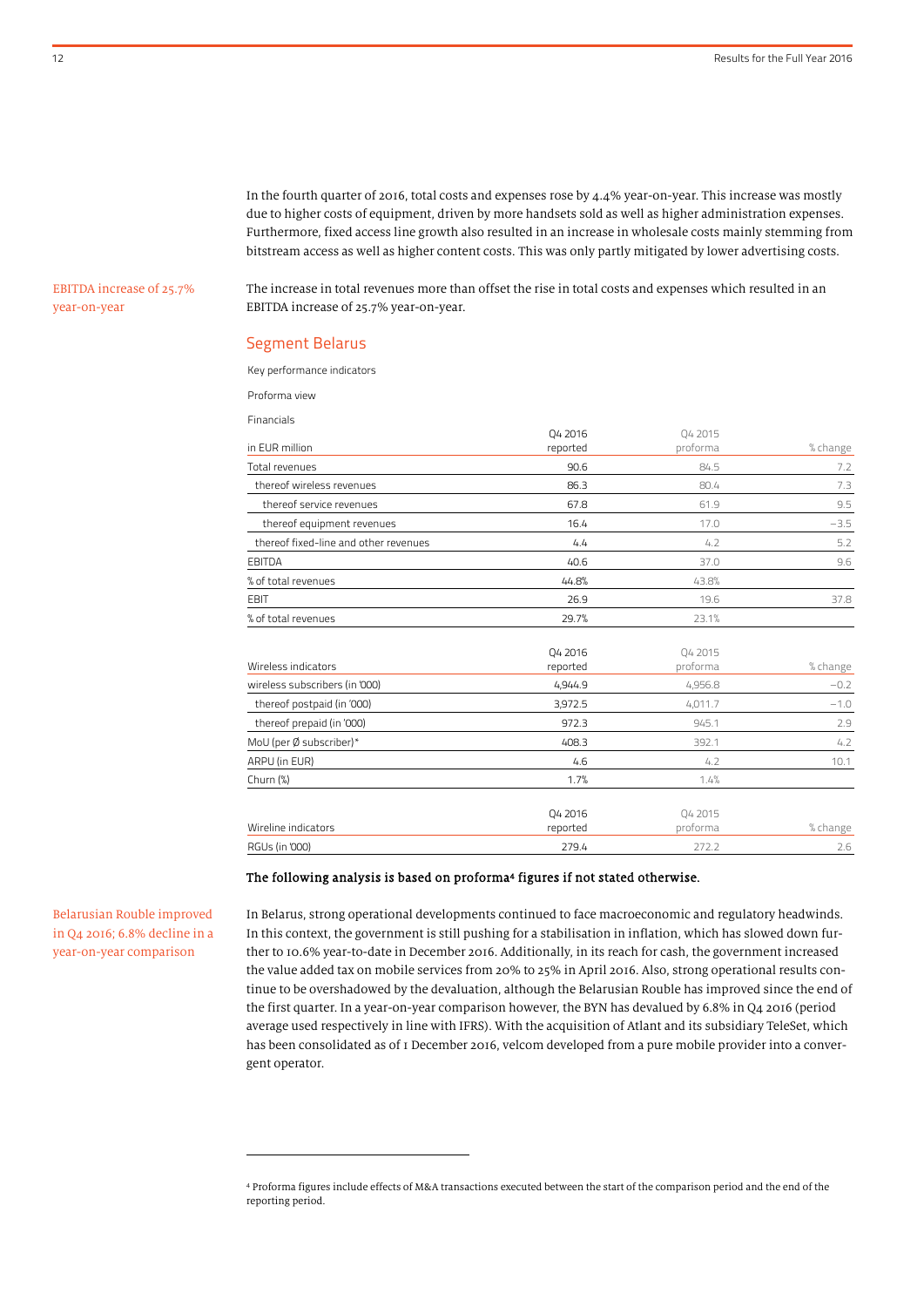In the fourth quarter of 2016, total costs and expenses rose by 4.4% year-on-year. This increase was mostly due to higher costs of equipment, driven by more handsets sold as well as higher administration expenses. Furthermore, fixed access line growth also resulted in an increase in wholesale costs mainly stemming from bitstream access as well as higher content costs. This was only partly mitigated by lower advertising costs.

EBITDA increase of 25.7% year-on-year

The increase in total revenues more than offset the rise in total costs and expenses which resulted in an EBITDA increase of 25.7% year-on-year.

## Segment Belarus

Key performance indicators

Proforma view

Financials

| in EUR million | Q4 2016 reported | Q4 2015 proforma | % change |
|---|---|---|---|
| Total revenues | 90.6 | 84.5 | 7.2 |
| thereof wireless revenues | 86.3 | 80.4 | 7.3 |
| thereof service revenues | 67.8 | 61.9 | 9.5 |
| thereof equipment revenues | 16.4 | 17.0 | −3.5 |
| thereof fixed-line and other revenues | 4.4 | 4.2 | 5.2 |
| EBITDA | 40.6 | 37.0 | 9.6 |
| % of total revenues | 44.8% | 43.8% | |
| EBIT | 26.9 | 19.6 | 37.8 |
| % of total revenues | 29.7% | 23.1% | |

| Wireless indicators | Q4 2016 reported | Q4 2015 proforma | % change |
|---|---|---|---|
| wireless subscribers (in '000) | 4,944.9 | 4,956.8 | −0.2 |
| thereof postpaid (in '000) | 3,972.5 | 4,011.7 | −1.0 |
| thereof prepaid (in '000) | 972.3 | 945.1 | 2.9 |
| MoU (per Ø subscriber)* | 408.3 | 392.1 | 4.2 |
| ARPU (in EUR) | 4.6 | 4.2 | 10.1 |
| Churn (%) | 1.7% | 1.4% | |

| Wireline indicators | Q4 2016 reported | Q4 2015 proforma | % change |
|---|---|---|---|
| RGUs (in '000) | 279.4 | 272.2 | 2.6 |

**The following analysis is based on proforma[4] figures if not stated otherwise.**

Belarusian Rouble improved in Q4 2016; 6.8% decline in a year-on-year comparison

In Belarus, strong operational developments continued to face macroeconomic and regulatory headwinds. In this context, the government is still pushing for a stabilisation in inflation, which has slowed down further to 10.6% year-to-date in December 2016. Additionally, in its reach for cash, the government increased the value added tax on mobile services from 20% to 25% in April 2016. Also, strong operational results continue to be overshadowed by the devaluation, although the Belarusian Rouble has improved since the end of the first quarter. In a year-on-year comparison however, the BYN has devalued by 6.8% in Q4 2016 (period average used respectively in line with IFRS). With the acquisition of Atlant and its subsidiary TeleSet, which has been consolidated as of 1 December 2016, velcom developed from a pure mobile provider into a convergent operator.

[4] Proforma figures include effects of M&A transactions executed between the start of the comparison period and the end of the reporting period.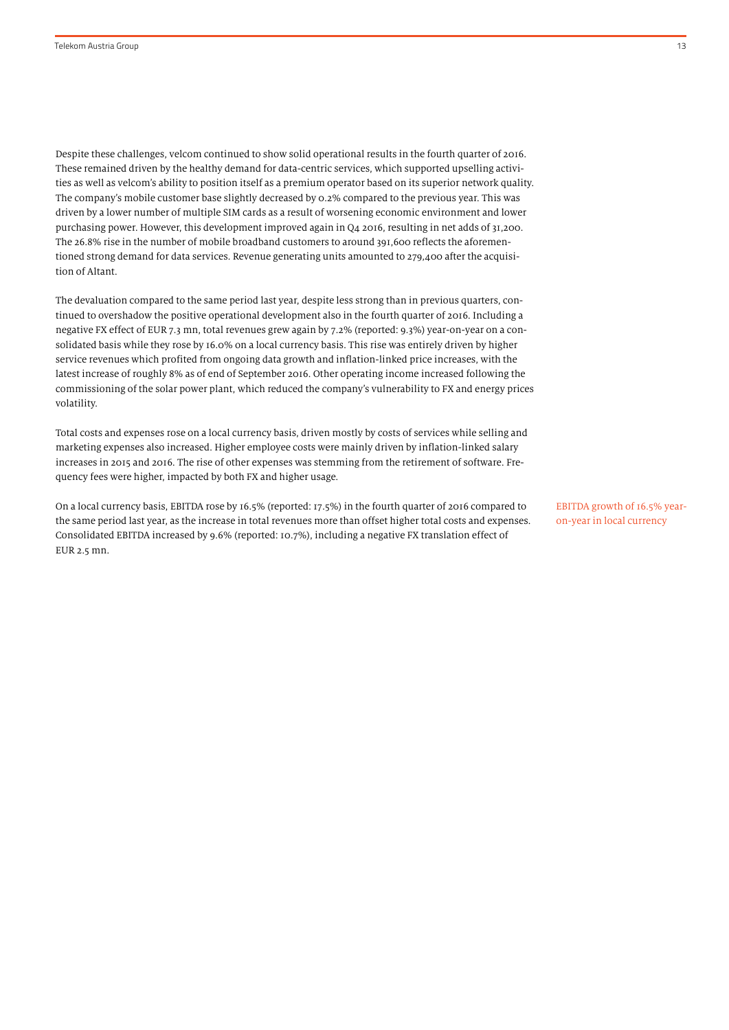Despite these challenges, velcom continued to show solid operational results in the fourth quarter of 2016. These remained driven by the healthy demand for data-centric services, which supported upselling activities as well as velcom's ability to position itself as a premium operator based on its superior network quality. The company's mobile customer base slightly decreased by 0.2% compared to the previous year. This was driven by a lower number of multiple SIM cards as a result of worsening economic environment and lower purchasing power. However, this development improved again in Q4 2016, resulting in net adds of 31,200. The 26.8% rise in the number of mobile broadband customers to around 391,600 reflects the aforementioned strong demand for data services. Revenue generating units amounted to 279,400 after the acquisition of Altant.

The devaluation compared to the same period last year, despite less strong than in previous quarters, continued to overshadow the positive operational development also in the fourth quarter of 2016. Including a negative FX effect of EUR 7.3 mn, total revenues grew again by 7.2% (reported: 9.3%) year-on-year on a consolidated basis while they rose by 16.0% on a local currency basis. This rise was entirely driven by higher service revenues which profited from ongoing data growth and inflation-linked price increases, with the latest increase of roughly 8% as of end of September 2016. Other operating income increased following the commissioning of the solar power plant, which reduced the company's vulnerability to FX and energy prices volatility.

Total costs and expenses rose on a local currency basis, driven mostly by costs of services while selling and marketing expenses also increased. Higher employee costs were mainly driven by inflation-linked salary increases in 2015 and 2016. The rise of other expenses was stemming from the retirement of software. Frequency fees were higher, impacted by both FX and higher usage.

EBITDA growth of 16.5% year-on-year in local currency

On a local currency basis, EBITDA rose by 16.5% (reported: 17.5%) in the fourth quarter of 2016 compared to the same period last year, as the increase in total revenues more than offset higher total costs and expenses. Consolidated EBITDA increased by 9.6% (reported: 10.7%), including a negative FX translation effect of EUR 2.5 mn.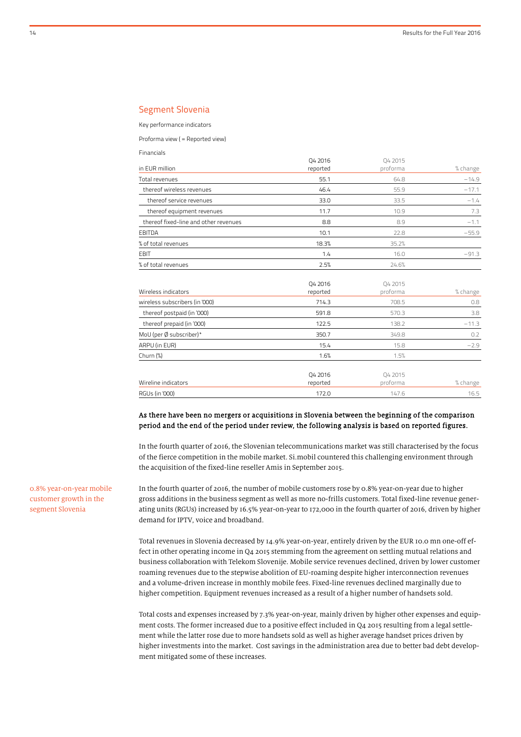## Segment Slovenia

Key performance indicators

Proforma view ( = Reported view)

Financials

| in EUR million | Q4 2016 reported | Q4 2015 proforma | % change |
|---|---|---|---|
| Total revenues | 55.1 | 64.8 | −14.9 |
| thereof wireless revenues | 46.4 | 55.9 | −17.1 |
| thereof service revenues | 33.0 | 33.5 | −1.4 |
| thereof equipment revenues | 11.7 | 10.9 | 7.3 |
| thereof fixed-line and other revenues | 8.8 | 8.9 | −1.1 |
| EBITDA | 10.1 | 22.8 | −55.9 |
| % of total revenues | 18.3% | 35.2% | |
| EBIT | 1.4 | 16.0 | −91.3 |
| % of total revenues | 2.5% | 24.6% | |

| Wireless indicators | Q4 2016 reported | Q4 2015 proforma | % change |
|---|---|---|---|
| wireless subscribers (in '000) | 714.3 | 708.5 | 0.8 |
| thereof postpaid (in '000) | 591.8 | 570.3 | 3.8 |
| thereof prepaid (in '000) | 122.5 | 138.2 | −11.3 |
| MoU (per Ø subscriber)* | 350.7 | 349.8 | 0.2 |
| ARPU (in EUR) | 15.4 | 15.8 | −2.9 |
| Churn (%) | 1.6% | 1.5% | |

| Wireline indicators | Q4 2016 reported | Q4 2015 proforma | % change |
|---|---|---|---|
| RGUs (in '000) | 172.0 | 147.6 | 16.5 |

**As there have been no mergers or acquisitions in Slovenia between the beginning of the comparison period and the end of the period under review, the following analysis is based on reported figures.**

In the fourth quarter of 2016, the Slovenian telecommunications market was still characterised by the focus of the fierce competition in the mobile market. Si.mobil countered this challenging environment through the acquisition of the fixed-line reseller Amis in September 2015.

0.8% year-on-year mobile customer growth in the segment Slovenia

In the fourth quarter of 2016, the number of mobile customers rose by 0.8% year-on-year due to higher gross additions in the business segment as well as more no-frills customers. Total fixed-line revenue generating units (RGUs) increased by 16.5% year-on-year to 172,000 in the fourth quarter of 2016, driven by higher demand for IPTV, voice and broadband.

Total revenues in Slovenia decreased by 14.9% year-on-year, entirely driven by the EUR 10.0 mn one-off effect in other operating income in Q4 2015 stemming from the agreement on settling mutual relations and business collaboration with Telekom Slovenije. Mobile service revenues declined, driven by lower customer roaming revenues due to the stepwise abolition of EU-roaming despite higher interconnection revenues and a volume-driven increase in monthly mobile fees. Fixed-line revenues declined marginally due to higher competition. Equipment revenues increased as a result of a higher number of handsets sold.

Total costs and expenses increased by 7.3% year-on-year, mainly driven by higher other expenses and equipment costs. The former increased due to a positive effect included in Q4 2015 resulting from a legal settlement while the latter rose due to more handsets sold as well as higher average handset prices driven by higher investments into the market. Cost savings in the administration area due to better bad debt development mitigated some of these increases.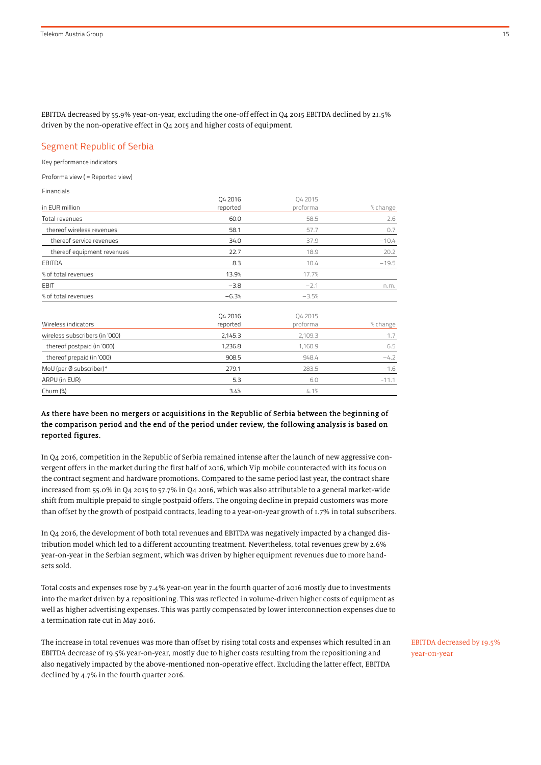EBITDA decreased by 55.9% year-on-year, excluding the one-off effect in Q4 2015 EBITDA declined by 21.5% driven by the non-operative effect in Q4 2015 and higher costs of equipment.

## Segment Republic of Serbia

Key performance indicators

Proforma view ( = Reported view)

Financials

| in EUR million | Q4 2016 reported | Q4 2015 proforma | % change |
|---|---|---|---|
| Total revenues | 60.0 | 58.5 | 2.6 |
| thereof wireless revenues | 58.1 | 57.7 | 0.7 |
| thereof service revenues | 34.0 | 37.9 | −10.4 |
| thereof equipment revenues | 22.7 | 18.9 | 20.2 |
| EBITDA | 8.3 | 10.4 | −19.5 |
| % of total revenues | 13.9% | 17.7% | |
| EBIT | −3.8 | −2.1 | n.m. |
| % of total revenues | −6.3% | −3.5% | |

| Wireless indicators | Q4 2016 reported | Q4 2015 proforma | % change |
|---|---|---|---|
| wireless subscribers (in '000) | 2,145.3 | 2,109.3 | 1.7 |
| thereof postpaid (in '000) | 1,236.8 | 1,160.9 | 6.5 |
| thereof prepaid (in '000) | 908.5 | 948.4 | −4.2 |
| MoU (per Ø subscriber)* | 279.1 | 283.5 | −1.6 |
| ARPU (in EUR) | 5.3 | 6.0 | -11.1 |
| Churn (%) | 3.4% | 4.1% | |

**As there have been no mergers or acquisitions in the Republic of Serbia between the beginning of the comparison period and the end of the period under review, the following analysis is based on reported figures.**

In Q4 2016, competition in the Republic of Serbia remained intense after the launch of new aggressive convergent offers in the market during the first half of 2016, which Vip mobile counteracted with its focus on the contract segment and hardware promotions. Compared to the same period last year, the contract share increased from 55.0% in Q4 2015 to 57.7% in Q4 2016, which was also attributable to a general market-wide shift from multiple prepaid to single postpaid offers. The ongoing decline in prepaid customers was more than offset by the growth of postpaid contracts, leading to a year-on-year growth of 1.7% in total subscribers.

In Q4 2016, the development of both total revenues and EBITDA was negatively impacted by a changed distribution model which led to a different accounting treatment. Nevertheless, total revenues grew by 2.6% year-on-year in the Serbian segment, which was driven by higher equipment revenues due to more handsets sold.

Total costs and expenses rose by 7.4% year-on year in the fourth quarter of 2016 mostly due to investments into the market driven by a repositioning. This was reflected in volume-driven higher costs of equipment as well as higher advertising expenses. This was partly compensated by lower interconnection expenses due to a termination rate cut in May 2016.

EBITDA decreased by 19.5% year-on-year

The increase in total revenues was more than offset by rising total costs and expenses which resulted in an EBITDA decrease of 19.5% year-on-year, mostly due to higher costs resulting from the repositioning and also negatively impacted by the above-mentioned non-operative effect. Excluding the latter effect, EBITDA declined by 4.7% in the fourth quarter 2016.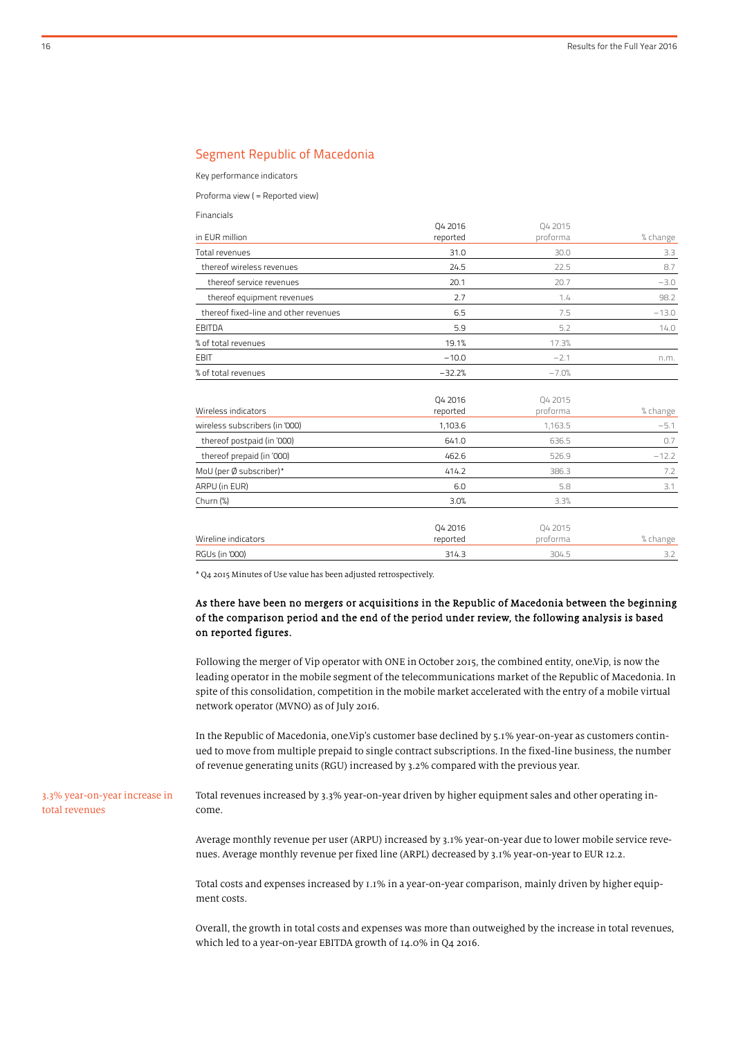## Segment Republic of Macedonia

Key performance indicators

Proforma view ( = Reported view)

Financials

| in EUR million | Q4 2016 reported | Q4 2015 proforma | % change |
|---|---|---|---|
| Total revenues | 31.0 | 30.0 | 3.3 |
| thereof wireless revenues | 24.5 | 22.5 | 8.7 |
| thereof service revenues | 20.1 | 20.7 | −3.0 |
| thereof equipment revenues | 2.7 | 1.4 | 98.2 |
| thereof fixed-line and other revenues | 6.5 | 7.5 | −13.0 |
| EBITDA | 5.9 | 5.2 | 14.0 |
| % of total revenues | 19.1% | 17.3% | |
| EBIT | −10.0 | −2.1 | n.m. |
| % of total revenues | −32.2% | −7.0% | |

| Wireless indicators | Q4 2016 reported | Q4 2015 proforma | % change |
|---|---|---|---|
| wireless subscribers (in '000) | 1,103.6 | 1,163.5 | −5.1 |
| thereof postpaid (in '000) | 641.0 | 636.5 | 0.7 |
| thereof prepaid (in '000) | 462.6 | 526.9 | −12.2 |
| MoU (per Ø subscriber)* | 414.2 | 386.3 | 7.2 |
| ARPU (in EUR) | 6.0 | 5.8 | 3.1 |
| Churn (%) | 3.0% | 3.3% | |

| Wireline indicators | Q4 2016 reported | Q4 2015 proforma | % change |
|---|---|---|---|
| RGUs (in '000) | 314.3 | 304.5 | 3.2 |

* Q4 2015 Minutes of Use value has been adjusted retrospectively.

**As there have been no mergers or acquisitions in the Republic of Macedonia between the beginning of the comparison period and the end of the period under review, the following analysis is based on reported figures.**

Following the merger of Vip operator with ONE in October 2015, the combined entity, one.Vip, is now the leading operator in the mobile segment of the telecommunications market of the Republic of Macedonia. In spite of this consolidation, competition in the mobile market accelerated with the entry of a mobile virtual network operator (MVNO) as of July 2016.

In the Republic of Macedonia, one.Vip's customer base declined by 5.1% year-on-year as customers continued to move from multiple prepaid to single contract subscriptions. In the fixed-line business, the number of revenue generating units (RGU) increased by 3.2% compared with the previous year.

3.3% year-on-year increase in total revenues

Total revenues increased by 3.3% year-on-year driven by higher equipment sales and other operating income.

Average monthly revenue per user (ARPU) increased by 3.1% year-on-year due to lower mobile service revenues. Average monthly revenue per fixed line (ARPL) decreased by 3.1% year-on-year to EUR 12.2.

Total costs and expenses increased by 1.1% in a year-on-year comparison, mainly driven by higher equipment costs.

Overall, the growth in total costs and expenses was more than outweighed by the increase in total revenues, which led to a year-on-year EBITDA growth of 14.0% in Q4 2016.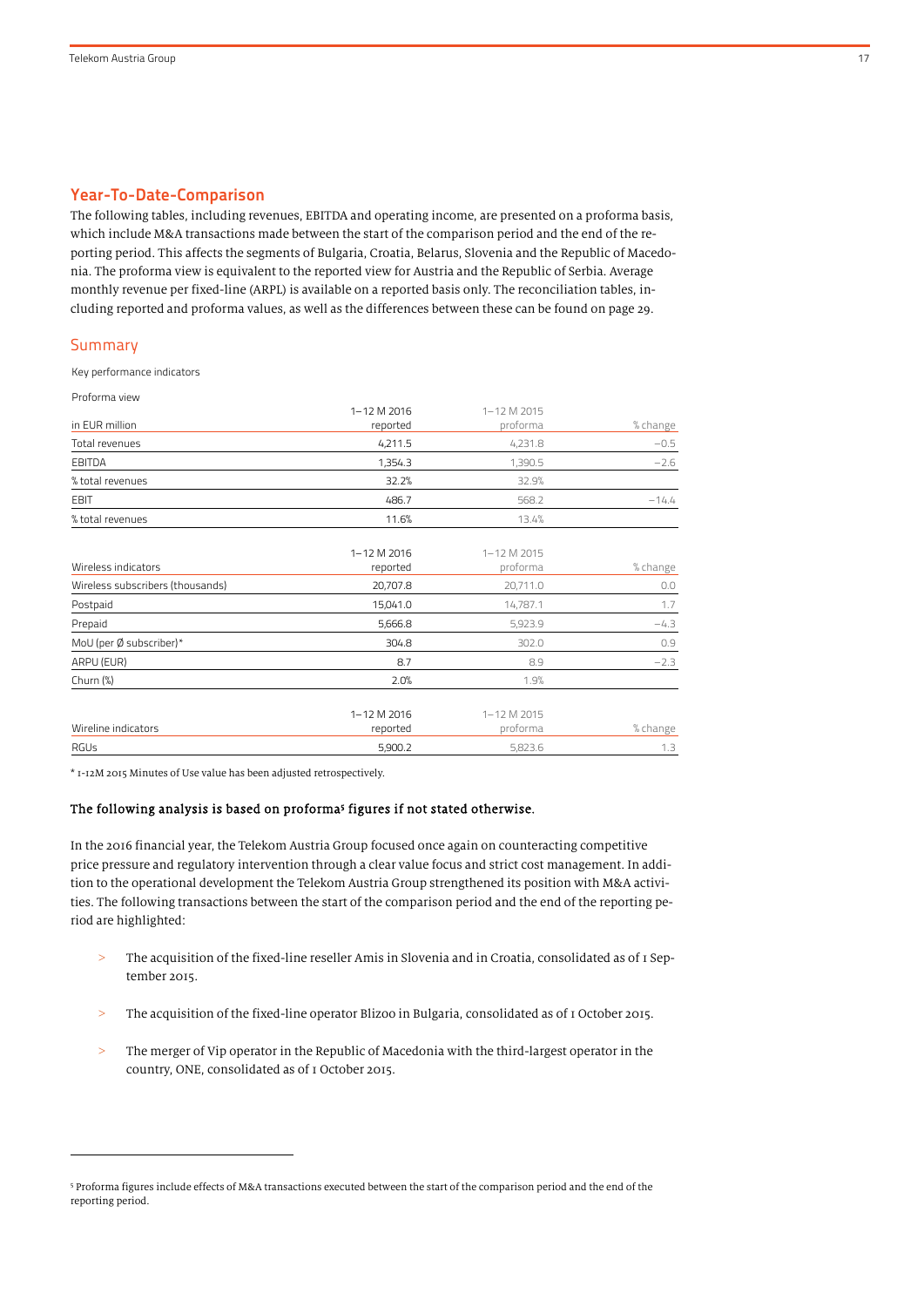## Year-To-Date-Comparison

The following tables, including revenues, EBITDA and operating income, are presented on a proforma basis, which include M&A transactions made between the start of the comparison period and the end of the reporting period. This affects the segments of Bulgaria, Croatia, Belarus, Slovenia and the Republic of Macedonia. The proforma view is equivalent to the reported view for Austria and the Republic of Serbia. Average monthly revenue per fixed-line (ARPL) is available on a reported basis only. The reconciliation tables, including reported and proforma values, as well as the differences between these can be found on page 29.

### Summary

Key performance indicators

Proforma view

| in EUR million | 1–12 M 2016 reported | 1–12 M 2015 proforma | % change |
|---|---|---|---|
| Total revenues | 4,211.5 | 4,231.8 | −0.5 |
| EBITDA | 1,354.3 | 1,390.5 | −2.6 |
| % total revenues | 32.2% | 32.9% | |
| EBIT | 486.7 | 568.2 | −14.4 |
| % total revenues | 11.6% | 13.4% | |

| Wireless indicators | 1–12 M 2016 reported | 1–12 M 2015 proforma | % change |
|---|---|---|---|
| Wireless subscribers (thousands) | 20,707.8 | 20,711.0 | 0.0 |
| Postpaid | 15,041.0 | 14,787.1 | 1.7 |
| Prepaid | 5,666.8 | 5,923.9 | −4.3 |
| MoU (per Ø subscriber)* | 304.8 | 302.0 | 0.9 |
| ARPU (EUR) | 8.7 | 8.9 | −2.3 |
| Churn (%) | 2.0% | 1.9% | |

| Wireline indicators | 1–12 M 2016 reported | 1–12 M 2015 proforma | % change |
|---|---|---|---|
| RGUs | 5,900.2 | 5,823.6 | 1.3 |

* 1-12M 2015 Minutes of Use value has been adjusted retrospectively.

**The following analysis is based on proforma[5] figures if not stated otherwise.**

In the 2016 financial year, the Telekom Austria Group focused once again on counteracting competitive price pressure and regulatory intervention through a clear value focus and strict cost management. In addition to the operational development the Telekom Austria Group strengthened its position with M&A activities. The following transactions between the start of the comparison period and the end of the reporting period are highlighted:

> The acquisition of the fixed-line reseller Amis in Slovenia and in Croatia, consolidated as of 1 September 2015.

> The acquisition of the fixed-line operator Blizoo in Bulgaria, consolidated as of 1 October 2015.

> The merger of Vip operator in the Republic of Macedonia with the third-largest operator in the country, ONE, consolidated as of 1 October 2015.

[5] Proforma figures include effects of M&A transactions executed between the start of the comparison period and the end of the reporting period.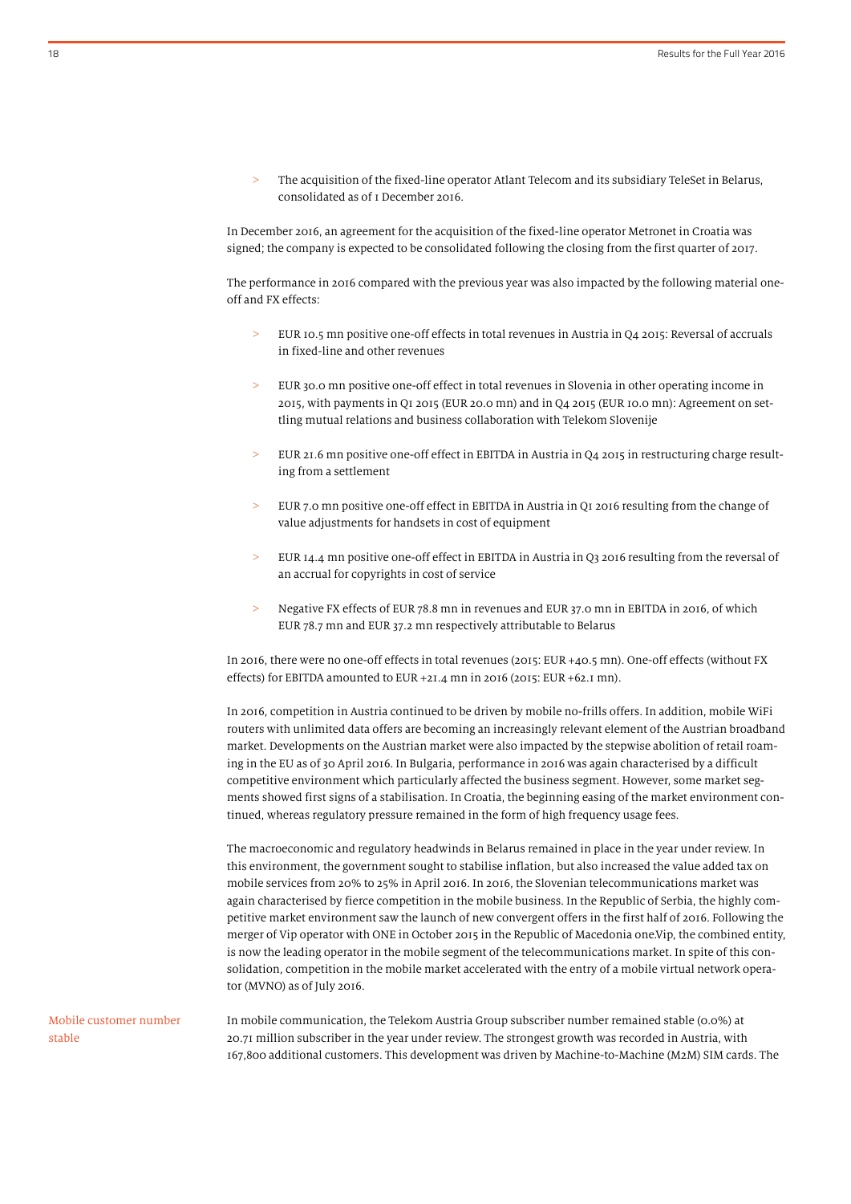- The acquisition of the fixed-line operator Atlant Telecom and its subsidiary TeleSet in Belarus, consolidated as of 1 December 2016.

In December 2016, an agreement for the acquisition of the fixed-line operator Metronet in Croatia was signed; the company is expected to be consolidated following the closing from the first quarter of 2017.

The performance in 2016 compared with the previous year was also impacted by the following material one-off and FX effects:

- EUR 10.5 mn positive one-off effects in total revenues in Austria in Q4 2015: Reversal of accruals in fixed-line and other revenues
- EUR 30.0 mn positive one-off effect in total revenues in Slovenia in other operating income in 2015, with payments in Q1 2015 (EUR 20.0 mn) and in Q4 2015 (EUR 10.0 mn): Agreement on settling mutual relations and business collaboration with Telekom Slovenije
- EUR 21.6 mn positive one-off effect in EBITDA in Austria in Q4 2015 in restructuring charge resulting from a settlement
- EUR 7.0 mn positive one-off effect in EBITDA in Austria in Q1 2016 resulting from the change of value adjustments for handsets in cost of equipment
- EUR 14.4 mn positive one-off effect in EBITDA in Austria in Q3 2016 resulting from the reversal of an accrual for copyrights in cost of service
- Negative FX effects of EUR 78.8 mn in revenues and EUR 37.0 mn in EBITDA in 2016, of which EUR 78.7 mn and EUR 37.2 mn respectively attributable to Belarus

In 2016, there were no one-off effects in total revenues (2015: EUR +40.5 mn). One-off effects (without FX effects) for EBITDA amounted to EUR +21.4 mn in 2016 (2015: EUR +62.1 mn).

In 2016, competition in Austria continued to be driven by mobile no-frills offers. In addition, mobile WiFi routers with unlimited data offers are becoming an increasingly relevant element of the Austrian broadband market. Developments on the Austrian market were also impacted by the stepwise abolition of retail roaming in the EU as of 30 April 2016. In Bulgaria, performance in 2016 was again characterised by a difficult competitive environment which particularly affected the business segment. However, some market segments showed first signs of a stabilisation. In Croatia, the beginning easing of the market environment continued, whereas regulatory pressure remained in the form of high frequency usage fees.

The macroeconomic and regulatory headwinds in Belarus remained in place in the year under review. In this environment, the government sought to stabilise inflation, but also increased the value added tax on mobile services from 20% to 25% in April 2016. In 2016, the Slovenian telecommunications market was again characterised by fierce competition in the mobile business. In the Republic of Serbia, the highly competitive market environment saw the launch of new convergent offers in the first half of 2016. Following the merger of Vip operator with ONE in October 2015 in the Republic of Macedonia one.Vip, the combined entity, is now the leading operator in the mobile segment of the telecommunications market. In spite of this consolidation, competition in the mobile market accelerated with the entry of a mobile virtual network operator (MVNO) as of July 2016.

**Mobile customer number stable**

In mobile communication, the Telekom Austria Group subscriber number remained stable (0.0%) at 20.71 million subscriber in the year under review. The strongest growth was recorded in Austria, with 167,800 additional customers. This development was driven by Machine-to-Machine (M2M) SIM cards. The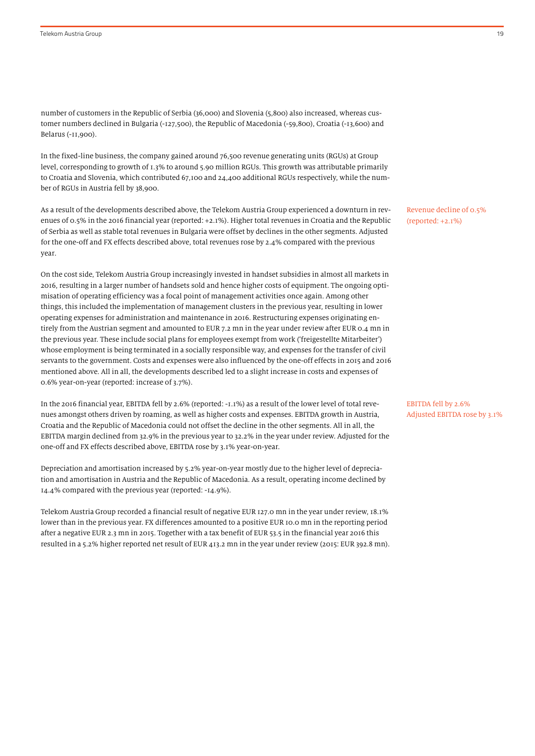number of customers in the Republic of Serbia (36,000) and Slovenia (5,800) also increased, whereas customer numbers declined in Bulgaria (-127,500), the Republic of Macedonia (-59,800), Croatia (-13,600) and Belarus (-11,900).

In the fixed-line business, the company gained around 76,500 revenue generating units (RGUs) at Group level, corresponding to growth of 1.3% to around 5.90 million RGUs. This growth was attributable primarily to Croatia and Slovenia, which contributed 67,100 and 24,400 additional RGUs respectively, while the number of RGUs in Austria fell by 38,900.

Revenue decline of 0.5% (reported: +2.1%)

As a result of the developments described above, the Telekom Austria Group experienced a downturn in revenues of 0.5% in the 2016 financial year (reported: +2.1%). Higher total revenues in Croatia and the Republic of Serbia as well as stable total revenues in Bulgaria were offset by declines in the other segments. Adjusted for the one-off and FX effects described above, total revenues rose by 2.4% compared with the previous year.

On the cost side, Telekom Austria Group increasingly invested in handset subsidies in almost all markets in 2016, resulting in a larger number of handsets sold and hence higher costs of equipment. The ongoing optimisation of operating efficiency was a focal point of management activities once again. Among other things, this included the implementation of management clusters in the previous year, resulting in lower operating expenses for administration and maintenance in 2016. Restructuring expenses originating entirely from the Austrian segment and amounted to EUR 7.2 mn in the year under review after EUR 0.4 mn in the previous year. These include social plans for employees exempt from work ('freigestellte Mitarbeiter') whose employment is being terminated in a socially responsible way, and expenses for the transfer of civil servants to the government. Costs and expenses were also influenced by the one-off effects in 2015 and 2016 mentioned above. All in all, the developments described led to a slight increase in costs and expenses of 0.6% year-on-year (reported: increase of 3.7%).

EBITDA fell by 2.6%
Adjusted EBITDA rose by 3.1%

In the 2016 financial year, EBITDA fell by 2.6% (reported: -1.1%) as a result of the lower level of total revenues amongst others driven by roaming, as well as higher costs and expenses. EBITDA growth in Austria, Croatia and the Republic of Macedonia could not offset the decline in the other segments. All in all, the EBITDA margin declined from 32.9% in the previous year to 32.2% in the year under review. Adjusted for the one-off and FX effects described above, EBITDA rose by 3.1% year-on-year.

Depreciation and amortisation increased by 5.2% year-on-year mostly due to the higher level of depreciation and amortisation in Austria and the Republic of Macedonia. As a result, operating income declined by 14.4% compared with the previous year (reported: -14.9%).

Telekom Austria Group recorded a financial result of negative EUR 127.0 mn in the year under review, 18.1% lower than in the previous year. FX differences amounted to a positive EUR 10.0 mn in the reporting period after a negative EUR 2.3 mn in 2015. Together with a tax benefit of EUR 53.5 in the financial year 2016 this resulted in a 5.2% higher reported net result of EUR 413.2 mn in the year under review (2015: EUR 392.8 mn).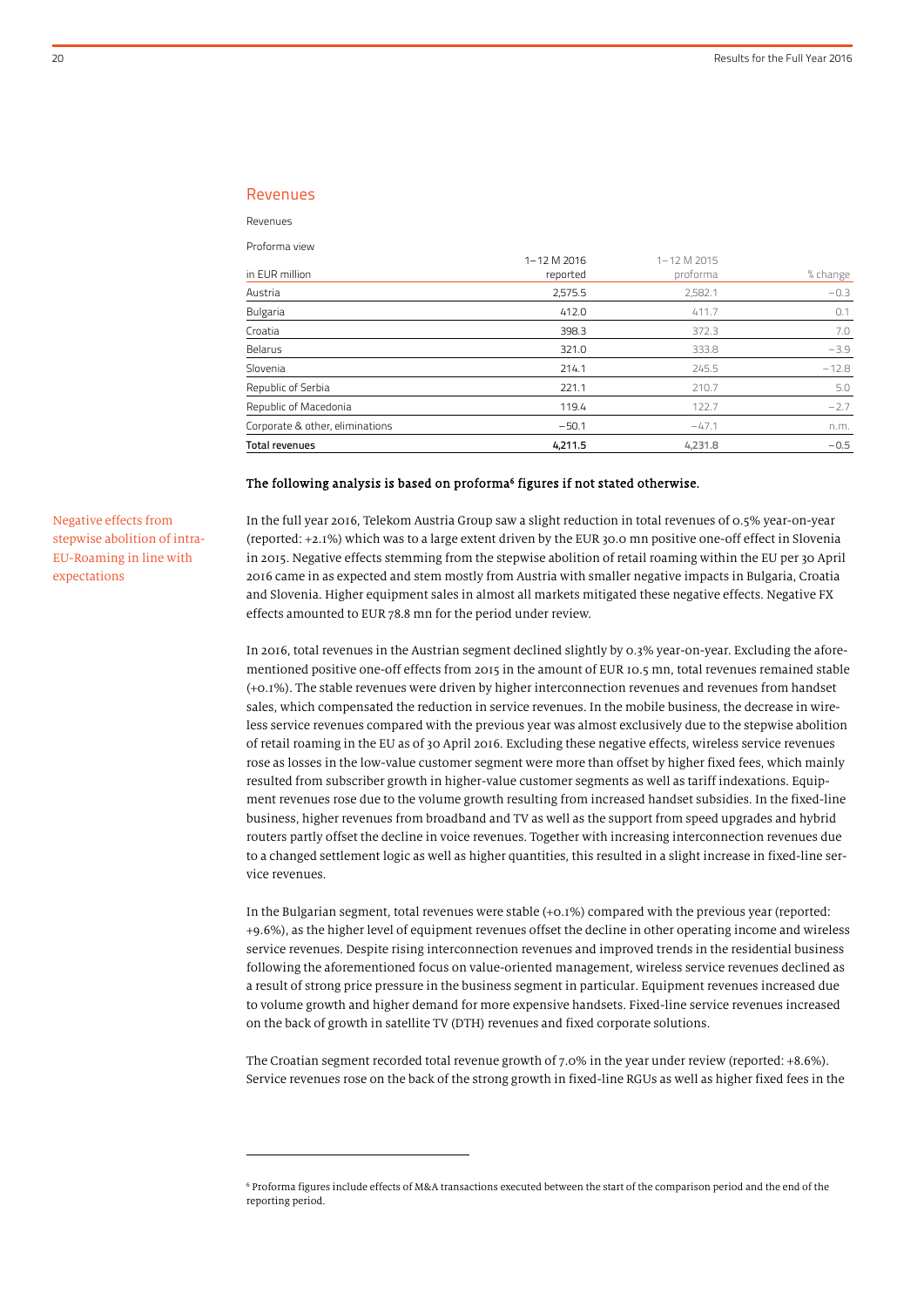## Revenues

Revenues

Proforma view

| in EUR million | 1–12 M 2016 reported | 1–12 M 2015 proforma | % change |
|---|---|---|---|
| Austria | 2,575.5 | 2,582.1 | −0.3 |
| Bulgaria | 412.0 | 411.7 | 0.1 |
| Croatia | 398.3 | 372.3 | 7.0 |
| Belarus | 321.0 | 333.8 | −3.9 |
| Slovenia | 214.1 | 245.5 | −12.8 |
| Republic of Serbia | 221.1 | 210.7 | 5.0 |
| Republic of Macedonia | 119.4 | 122.7 | −2.7 |
| Corporate & other, eliminations | −50.1 | −47.1 | n.m. |
| **Total revenues** | **4,211.5** | 4,231.8 | −0.5 |

**The following analysis is based on proforma[6] figures if not stated otherwise.**

Negative effects from stepwise abolition of intra-EU-Roaming in line with expectations

In the full year 2016, Telekom Austria Group saw a slight reduction in total revenues of 0.5% year-on-year (reported: +2.1%) which was to a large extent driven by the EUR 30.0 mn positive one-off effect in Slovenia in 2015. Negative effects stemming from the stepwise abolition of retail roaming within the EU per 30 April 2016 came in as expected and stem mostly from Austria with smaller negative impacts in Bulgaria, Croatia and Slovenia. Higher equipment sales in almost all markets mitigated these negative effects. Negative FX effects amounted to EUR 78.8 mn for the period under review.

In 2016, total revenues in the Austrian segment declined slightly by 0.3% year-on-year. Excluding the aforementioned positive one-off effects from 2015 in the amount of EUR 10.5 mn, total revenues remained stable (+0.1%). The stable revenues were driven by higher interconnection revenues and revenues from handset sales, which compensated the reduction in service revenues. In the mobile business, the decrease in wireless service revenues compared with the previous year was almost exclusively due to the stepwise abolition of retail roaming in the EU as of 30 April 2016. Excluding these negative effects, wireless service revenues rose as losses in the low-value customer segment were more than offset by higher fixed fees, which mainly resulted from subscriber growth in higher-value customer segments as well as tariff indexations. Equipment revenues rose due to the volume growth resulting from increased handset subsidies. In the fixed-line business, higher revenues from broadband and TV as well as the support from speed upgrades and hybrid routers partly offset the decline in voice revenues. Together with increasing interconnection revenues due to a changed settlement logic as well as higher quantities, this resulted in a slight increase in fixed-line service revenues.

In the Bulgarian segment, total revenues were stable (+0.1%) compared with the previous year (reported: +9.6%), as the higher level of equipment revenues offset the decline in other operating income and wireless service revenues. Despite rising interconnection revenues and improved trends in the residential business following the aforementioned focus on value-oriented management, wireless service revenues declined as a result of strong price pressure in the business segment in particular. Equipment revenues increased due to volume growth and higher demand for more expensive handsets. Fixed-line service revenues increased on the back of growth in satellite TV (DTH) revenues and fixed corporate solutions.

The Croatian segment recorded total revenue growth of 7.0% in the year under review (reported: +8.6%). Service revenues rose on the back of the strong growth in fixed-line RGUs as well as higher fixed fees in the

[6] Proforma figures include effects of M&A transactions executed between the start of the comparison period and the end of the reporting period.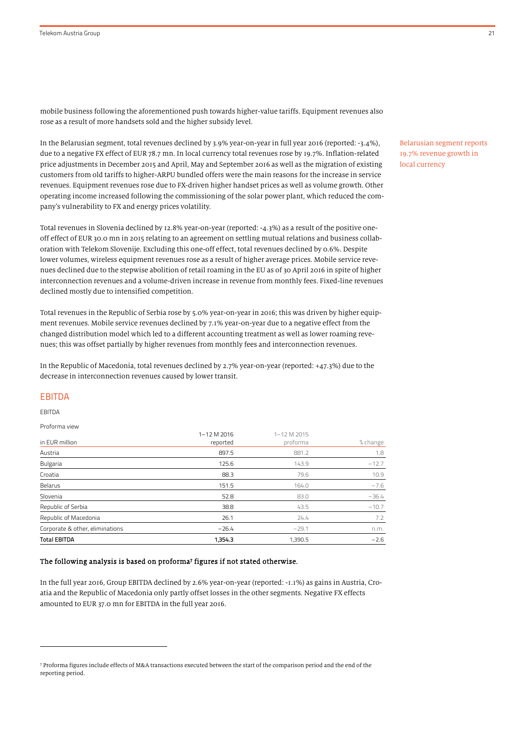mobile business following the aforementioned push towards higher-value tariffs. Equipment revenues also rose as a result of more handsets sold and the higher subsidy level.

In the Belarusian segment, total revenues declined by 3.9% year-on-year in full year 2016 (reported: -3.4%), due to a negative FX effect of EUR 78.7 mn. In local currency total revenues rose by 19.7%. Inflation-related price adjustments in December 2015 and April, May and September 2016 as well as the migration of existing customers from old tariffs to higher-ARPU bundled offers were the main reasons for the increase in service revenues. Equipment revenues rose due to FX-driven higher handset prices as well as volume growth. Other operating income increased following the commissioning of the solar power plant, which reduced the company's vulnerability to FX and energy prices volatility.

Belarusian segment reports 19.7% revenue growth in local currency

Total revenues in Slovenia declined by 12.8% year-on-year (reported: -4.3%) as a result of the positive one-off effect of EUR 30.0 mn in 2015 relating to an agreement on settling mutual relations and business collaboration with Telekom Slovenije. Excluding this one-off effect, total revenues declined by 0.6%. Despite lower volumes, wireless equipment revenues rose as a result of higher average prices. Mobile service revenues declined due to the stepwise abolition of retail roaming in the EU as of 30 April 2016 in spite of higher interconnection revenues and a volume-driven increase in revenue from monthly fees. Fixed-line revenues declined mostly due to intensified competition.

Total revenues in the Republic of Serbia rose by 5.0% year-on-year in 2016; this was driven by higher equipment revenues. Mobile service revenues declined by 7.1% year-on-year due to a negative effect from the changed distribution model which led to a different accounting treatment as well as lower roaming revenues; this was offset partially by higher revenues from monthly fees and interconnection revenues.

In the Republic of Macedonia, total revenues declined by 2.7% year-on-year (reported: +47.3%) due to the decrease in interconnection revenues caused by lower transit.

## EBITDA

EBITDA

Proforma view

| in EUR million | 1–12 M 2016 reported | 1–12 M 2015 proforma | % change |
|---|---|---|---|
| Austria | 897.5 | 881.2 | 1.8 |
| Bulgaria | 125.6 | 143.9 | −12.7 |
| Croatia | 88.3 | 79.6 | 10.9 |
| Belarus | 151.5 | 164.0 | −7.6 |
| Slovenia | 52.8 | 83.0 | −36.4 |
| Republic of Serbia | 38.8 | 43.5 | −10.7 |
| Republic of Macedonia | 26.1 | 24.4 | 7.2 |
| Corporate & other, eliminations | −26.4 | −29.1 | n.m. |
| **Total EBITDA** | **1,354.3** | **1,390.5** | **−2.6** |

**The following analysis is based on proforma[7] figures if not stated otherwise.**

In the full year 2016, Group EBITDA declined by 2.6% year-on-year (reported: -1.1%) as gains in Austria, Croatia and the Republic of Macedonia only partly offset losses in the other segments. Negative FX effects amounted to EUR 37.0 mn for EBITDA in the full year 2016.

[7] Proforma figures include effects of M&A transactions executed between the start of the comparison period and the end of the reporting period.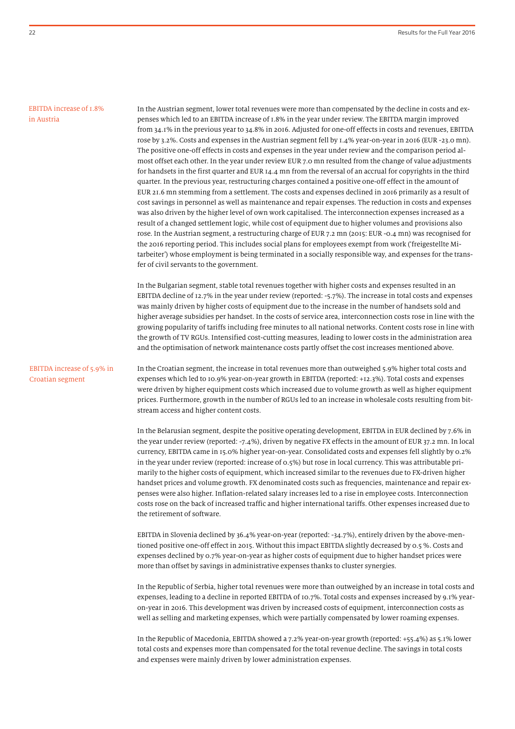EBITDA increase of 1.8% in Austria

In the Austrian segment, lower total revenues were more than compensated by the decline in costs and expenses which led to an EBITDA increase of 1.8% in the year under review. The EBITDA margin improved from 34.1% in the previous year to 34.8% in 2016. Adjusted for one-off effects in costs and revenues, EBITDA rose by 3.2%. Costs and expenses in the Austrian segment fell by 1.4% year-on-year in 2016 (EUR -23.0 mn). The positive one-off effects in costs and expenses in the year under review and the comparison period almost offset each other. In the year under review EUR 7.0 mn resulted from the change of value adjustments for handsets in the first quarter and EUR 14.4 mn from the reversal of an accrual for copyrights in the third quarter. In the previous year, restructuring charges contained a positive one-off effect in the amount of EUR 21.6 mn stemming from a settlement. The costs and expenses declined in 2016 primarily as a result of cost savings in personnel as well as maintenance and repair expenses. The reduction in costs and expenses was also driven by the higher level of own work capitalised. The interconnection expenses increased as a result of a changed settlement logic, while cost of equipment due to higher volumes and provisions also rose. In the Austrian segment, a restructuring charge of EUR 7.2 mn (2015: EUR -0.4 mn) was recognised for the 2016 reporting period. This includes social plans for employees exempt from work ('freigestellte Mitarbeiter') whose employment is being terminated in a socially responsible way, and expenses for the transfer of civil servants to the government.

In the Bulgarian segment, stable total revenues together with higher costs and expenses resulted in an EBITDA decline of 12.7% in the year under review (reported: -5.7%). The increase in total costs and expenses was mainly driven by higher costs of equipment due to the increase in the number of handsets sold and higher average subsidies per handset. In the costs of service area, interconnection costs rose in line with the growing popularity of tariffs including free minutes to all national networks. Content costs rose in line with the growth of TV RGUs. Intensified cost-cutting measures, leading to lower costs in the administration area and the optimisation of network maintenance costs partly offset the cost increases mentioned above.

EBITDA increase of 5.9% in Croatian segment

In the Croatian segment, the increase in total revenues more than outweighed 5.9% higher total costs and expenses which led to 10.9% year-on-year growth in EBITDA (reported: +12.3%). Total costs and expenses were driven by higher equipment costs which increased due to volume growth as well as higher equipment prices. Furthermore, growth in the number of RGUs led to an increase in wholesale costs resulting from bitstream access and higher content costs.

In the Belarusian segment, despite the positive operating development, EBITDA in EUR declined by 7.6% in the year under review (reported: -7.4%), driven by negative FX effects in the amount of EUR 37.2 mn. In local currency, EBITDA came in 15.0% higher year-on-year. Consolidated costs and expenses fell slightly by 0.2% in the year under review (reported: increase of 0.5%) but rose in local currency. This was attributable primarily to the higher costs of equipment, which increased similar to the revenues due to FX-driven higher handset prices and volume growth. FX denominated costs such as frequencies, maintenance and repair expenses were also higher. Inflation-related salary increases led to a rise in employee costs. Interconnection costs rose on the back of increased traffic and higher international tariffs. Other expenses increased due to the retirement of software.

EBITDA in Slovenia declined by 36.4% year-on-year (reported: -34.7%), entirely driven by the above-mentioned positive one-off effect in 2015. Without this impact EBITDA slightly decreased by 0.5 %. Costs and expenses declined by 0.7% year-on-year as higher costs of equipment due to higher handset prices were more than offset by savings in administrative expenses thanks to cluster synergies.

In the Republic of Serbia, higher total revenues were more than outweighed by an increase in total costs and expenses, leading to a decline in reported EBITDA of 10.7%. Total costs and expenses increased by 9.1% year-on-year in 2016. This development was driven by increased costs of equipment, interconnection costs as well as selling and marketing expenses, which were partially compensated by lower roaming expenses.

In the Republic of Macedonia, EBITDA showed a 7.2% year-on-year growth (reported: +55.4%) as 5.1% lower total costs and expenses more than compensated for the total revenue decline. The savings in total costs and expenses were mainly driven by lower administration expenses.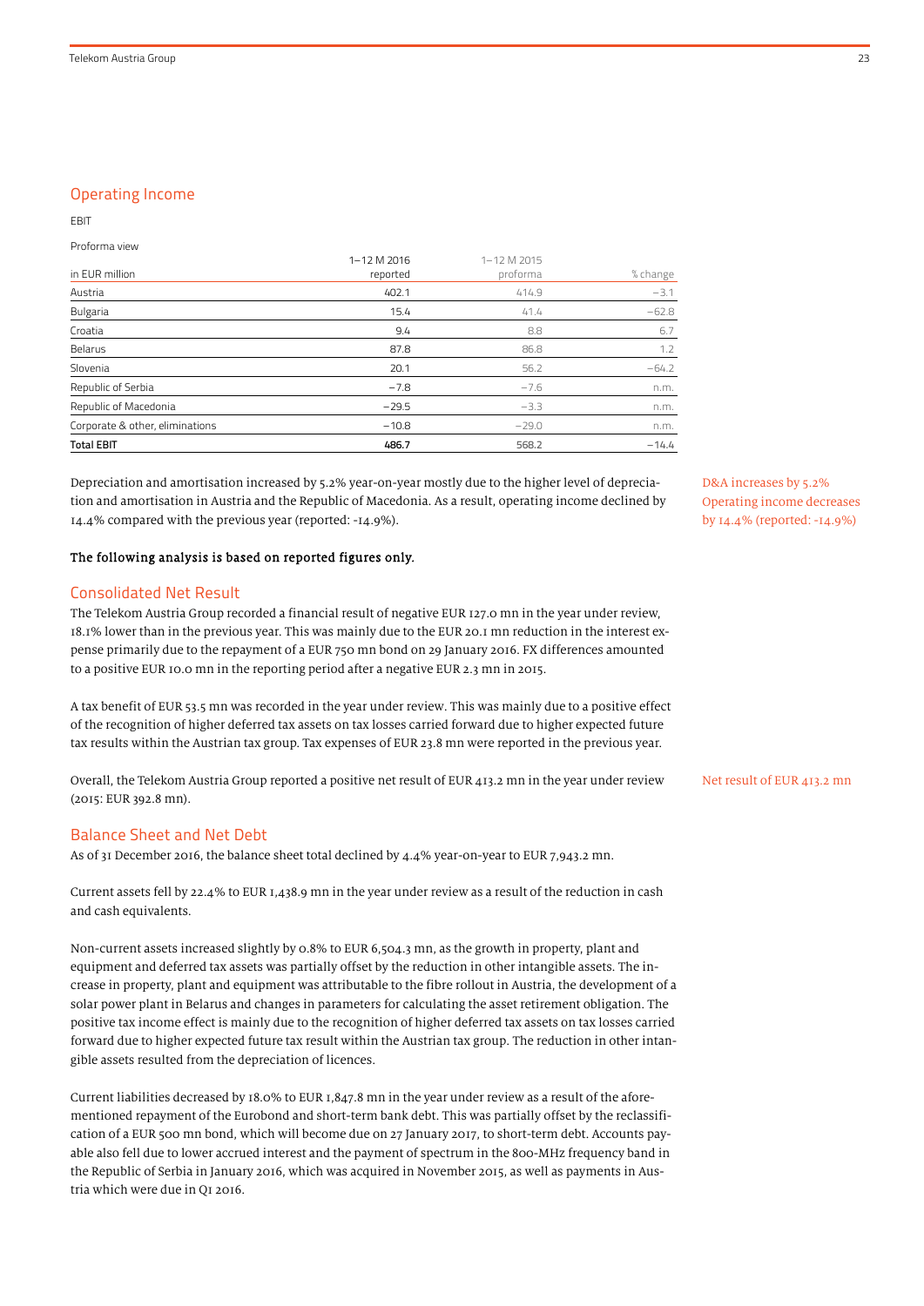## Operating Income

EBIT

Proforma view

| in EUR million | 1–12 M 2016 reported | 1–12 M 2015 proforma | % change |
|---|---|---|---|
| Austria | 402.1 | 414.9 | −3.1 |
| Bulgaria | 15.4 | 41.4 | −62.8 |
| Croatia | 9.4 | 8.8 | 6.7 |
| Belarus | 87.8 | 86.8 | 1.2 |
| Slovenia | 20.1 | 56.2 | −64.2 |
| Republic of Serbia | −7.8 | −7.6 | n.m. |
| Republic of Macedonia | −29.5 | −3.3 | n.m. |
| Corporate & other, eliminations | −10.8 | −29.0 | n.m. |
| **Total EBIT** | **486.7** | 568.2 | −14.4 |

Depreciation and amortisation increased by 5.2% year-on-year mostly due to the higher level of depreciation and amortisation in Austria and the Republic of Macedonia. As a result, operating income declined by 14.4% compared with the previous year (reported: -14.9%).

D&A increases by 5.2%
Operating income decreases by 14.4% (reported: -14.9%)

**The following analysis is based on reported figures only.**

## Consolidated Net Result

The Telekom Austria Group recorded a financial result of negative EUR 127.0 mn in the year under review, 18.1% lower than in the previous year. This was mainly due to the EUR 20.1 mn reduction in the interest expense primarily due to the repayment of a EUR 750 mn bond on 29 January 2016. FX differences amounted to a positive EUR 10.0 mn in the reporting period after a negative EUR 2.3 mn in 2015.

A tax benefit of EUR 53.5 mn was recorded in the year under review. This was mainly due to a positive effect of the recognition of higher deferred tax assets on tax losses carried forward due to higher expected future tax results within the Austrian tax group. Tax expenses of EUR 23.8 mn were reported in the previous year.

Overall, the Telekom Austria Group reported a positive net result of EUR 413.2 mn in the year under review (2015: EUR 392.8 mn).

Net result of EUR 413.2 mn

## Balance Sheet and Net Debt

As of 31 December 2016, the balance sheet total declined by 4.4% year-on-year to EUR 7,943.2 mn.

Current assets fell by 22.4% to EUR 1,438.9 mn in the year under review as a result of the reduction in cash and cash equivalents.

Non-current assets increased slightly by 0.8% to EUR 6,504.3 mn, as the growth in property, plant and equipment and deferred tax assets was partially offset by the reduction in other intangible assets. The increase in property, plant and equipment was attributable to the fibre rollout in Austria, the development of a solar power plant in Belarus and changes in parameters for calculating the asset retirement obligation. The positive tax income effect is mainly due to the recognition of higher deferred tax assets on tax losses carried forward due to higher expected future tax result within the Austrian tax group. The reduction in other intangible assets resulted from the depreciation of licences.

Current liabilities decreased by 18.0% to EUR 1,847.8 mn in the year under review as a result of the aforementioned repayment of the Eurobond and short-term bank debt. This was partially offset by the reclassification of a EUR 500 mn bond, which will become due on 27 January 2017, to short-term debt. Accounts payable also fell due to lower accrued interest and the payment of spectrum in the 800-MHz frequency band in the Republic of Serbia in January 2016, which was acquired in November 2015, as well as payments in Austria which were due in Q1 2016.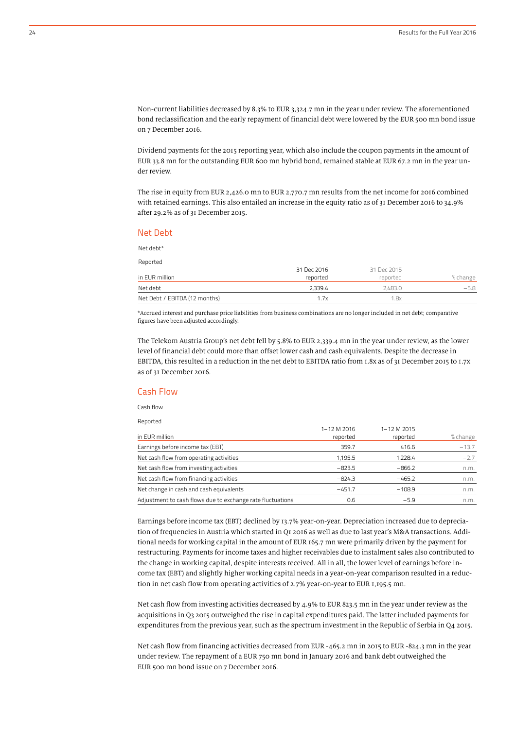Non-current liabilities decreased by 8.3% to EUR 3,324.7 mn in the year under review. The aforementioned bond reclassification and the early repayment of financial debt were lowered by the EUR 500 mn bond issue on 7 December 2016.

Dividend payments for the 2015 reporting year, which also include the coupon payments in the amount of EUR 33.8 mn for the outstanding EUR 600 mn hybrid bond, remained stable at EUR 67.2 mn in the year under review.

The rise in equity from EUR 2,426.0 mn to EUR 2,770.7 mn results from the net income for 2016 combined with retained earnings. This also entailed an increase in the equity ratio as of 31 December 2016 to 34.9% after 29.2% as of 31 December 2015.

## Net Debt

Net debt*

Reported

| in EUR million | 31 Dec 2016 reported | 31 Dec 2015 reported | % change |
|---|---|---|---|
| Net debt | 2,339.4 | 2,483.0 | −5.8 |
| Net Debt / EBITDA (12 months) | 1.7x | 1.8x | |

*Accrued interest and purchase price liabilities from business combinations are no longer included in net debt; comparative figures have been adjusted accordingly.

The Telekom Austria Group's net debt fell by 5.8% to EUR 2,339.4 mn in the year under review, as the lower level of financial debt could more than offset lower cash and cash equivalents. Despite the decrease in EBITDA, this resulted in a reduction in the net debt to EBITDA ratio from 1.8x as of 31 December 2015 to 1.7x as of 31 December 2016.

## Cash Flow

Cash flow

Reported

| in EUR million | 1–12 M 2016 reported | 1–12 M 2015 reported | % change |
|---|---|---|---|
| Earnings before income tax (EBT) | 359.7 | 416.6 | −13.7 |
| Net cash flow from operating activities | 1,195.5 | 1,228.4 | −2.7 |
| Net cash flow from investing activities | −823.5 | −866.2 | n.m. |
| Net cash flow from financing activities | −824.3 | −465.2 | n.m. |
| Net change in cash and cash equivalents | −451.7 | −108.9 | n.m. |
| Adjustment to cash flows due to exchange rate fluctuations | 0.6 | −5.9 | n.m. |

Earnings before income tax (EBT) declined by 13.7% year-on-year. Depreciation increased due to depreciation of frequencies in Austria which started in Q1 2016 as well as due to last year's M&A transactions. Additional needs for working capital in the amount of EUR 165.7 mn were primarily driven by the payment for restructuring. Payments for income taxes and higher receivables due to instalment sales also contributed to the change in working capital, despite interests received. All in all, the lower level of earnings before income tax (EBT) and slightly higher working capital needs in a year-on-year comparison resulted in a reduction in net cash flow from operating activities of 2.7% year-on-year to EUR 1,195.5 mn.

Net cash flow from investing activities decreased by 4.9% to EUR 823.5 mn in the year under review as the acquisitions in Q3 2015 outweighed the rise in capital expenditures paid. The latter included payments for expenditures from the previous year, such as the spectrum investment in the Republic of Serbia in Q4 2015.

Net cash flow from financing activities decreased from EUR -465.2 mn in 2015 to EUR -824.3 mn in the year under review. The repayment of a EUR 750 mn bond in January 2016 and bank debt outweighed the EUR 500 mn bond issue on 7 December 2016.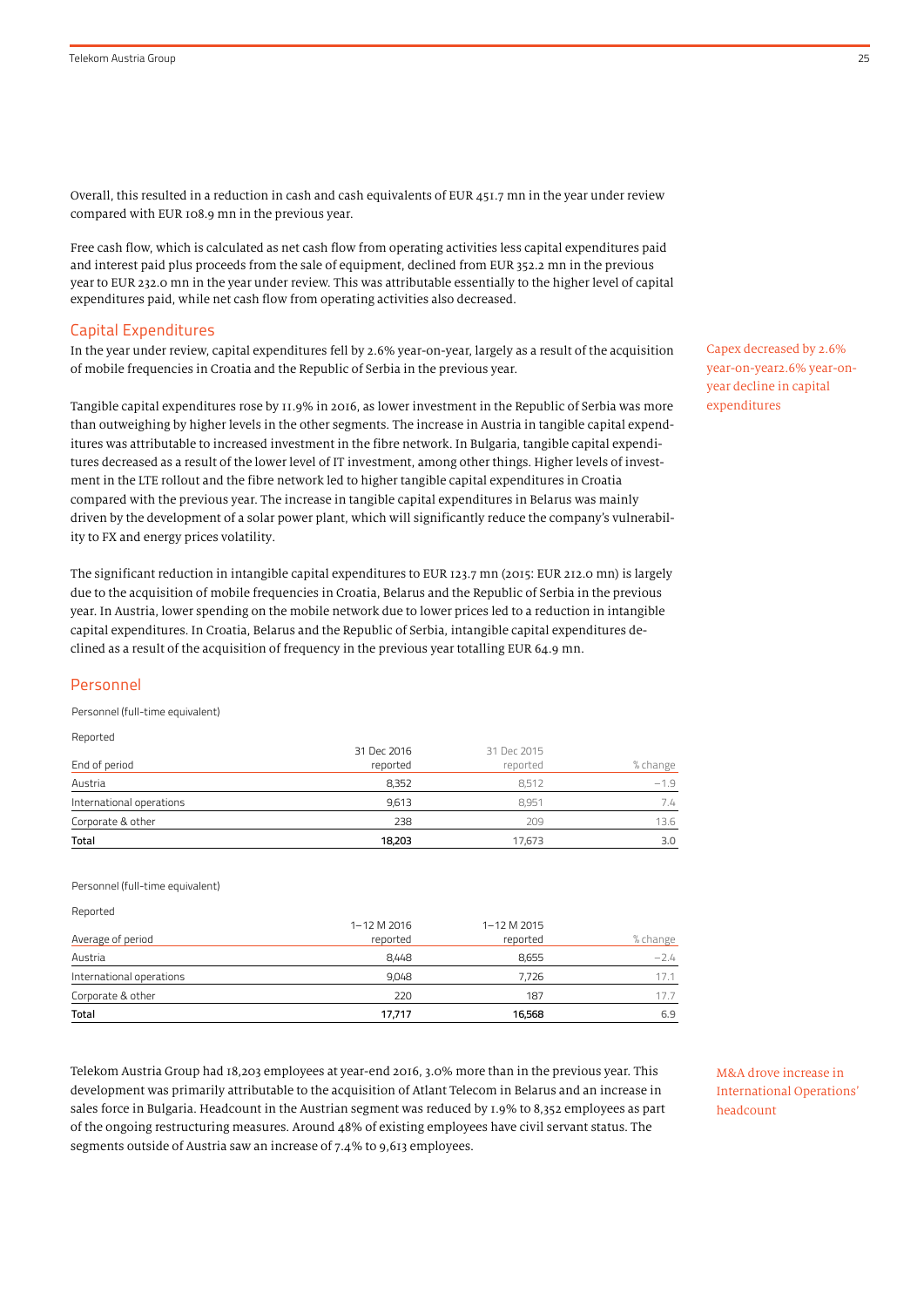Overall, this resulted in a reduction in cash and cash equivalents of EUR 451.7 mn in the year under review compared with EUR 108.9 mn in the previous year.

Free cash flow, which is calculated as net cash flow from operating activities less capital expenditures paid and interest paid plus proceeds from the sale of equipment, declined from EUR 352.2 mn in the previous year to EUR 232.0 mn in the year under review. This was attributable essentially to the higher level of capital expenditures paid, while net cash flow from operating activities also decreased.

## Capital Expenditures

In the year under review, capital expenditures fell by 2.6% year-on-year, largely as a result of the acquisition of mobile frequencies in Croatia and the Republic of Serbia in the previous year.

Capex decreased by 2.6% year-on-year2.6% year-on-year decline in capital expenditures

Tangible capital expenditures rose by 11.9% in 2016, as lower investment in the Republic of Serbia was more than outweighing by higher levels in the other segments. The increase in Austria in tangible capital expenditures was attributable to increased investment in the fibre network. In Bulgaria, tangible capital expenditures decreased as a result of the lower level of IT investment, among other things. Higher levels of investment in the LTE rollout and the fibre network led to higher tangible capital expenditures in Croatia compared with the previous year. The increase in tangible capital expenditures in Belarus was mainly driven by the development of a solar power plant, which will significantly reduce the company's vulnerability to FX and energy prices volatility.

The significant reduction in intangible capital expenditures to EUR 123.7 mn (2015: EUR 212.0 mn) is largely due to the acquisition of mobile frequencies in Croatia, Belarus and the Republic of Serbia in the previous year. In Austria, lower spending on the mobile network due to lower prices led to a reduction in intangible capital expenditures. In Croatia, Belarus and the Republic of Serbia, intangible capital expenditures declined as a result of the acquisition of frequency in the previous year totalling EUR 64.9 mn.

## Personnel

Personnel (full-time equivalent)

Reported

| End of period | 31 Dec 2016 reported | 31 Dec 2015 reported | % change |
|---|---|---|---|
| Austria | 8,352 | 8,512 | −1.9 |
| International operations | 9,613 | 8,951 | 7.4 |
| Corporate & other | 238 | 209 | 13.6 |
| **Total** | **18,203** | 17,673 | 3.0 |

Personnel (full-time equivalent)

Reported

| Average of period | 1–12 M 2016 reported | 1–12 M 2015 reported | % change |
|---|---|---|---|
| Austria | 8,448 | 8,655 | −2.4 |
| International operations | 9,048 | 7,726 | 17.1 |
| Corporate & other | 220 | 187 | 17.7 |
| **Total** | **17,717** | **16,568** | 6.9 |

Telekom Austria Group had 18,203 employees at year-end 2016, 3.0% more than in the previous year. This development was primarily attributable to the acquisition of Atlant Telecom in Belarus and an increase in sales force in Bulgaria. Headcount in the Austrian segment was reduced by 1.9% to 8,352 employees as part of the ongoing restructuring measures. Around 48% of existing employees have civil servant status. The segments outside of Austria saw an increase of 7.4% to 9,613 employees.

M&A drove increase in International Operations' headcount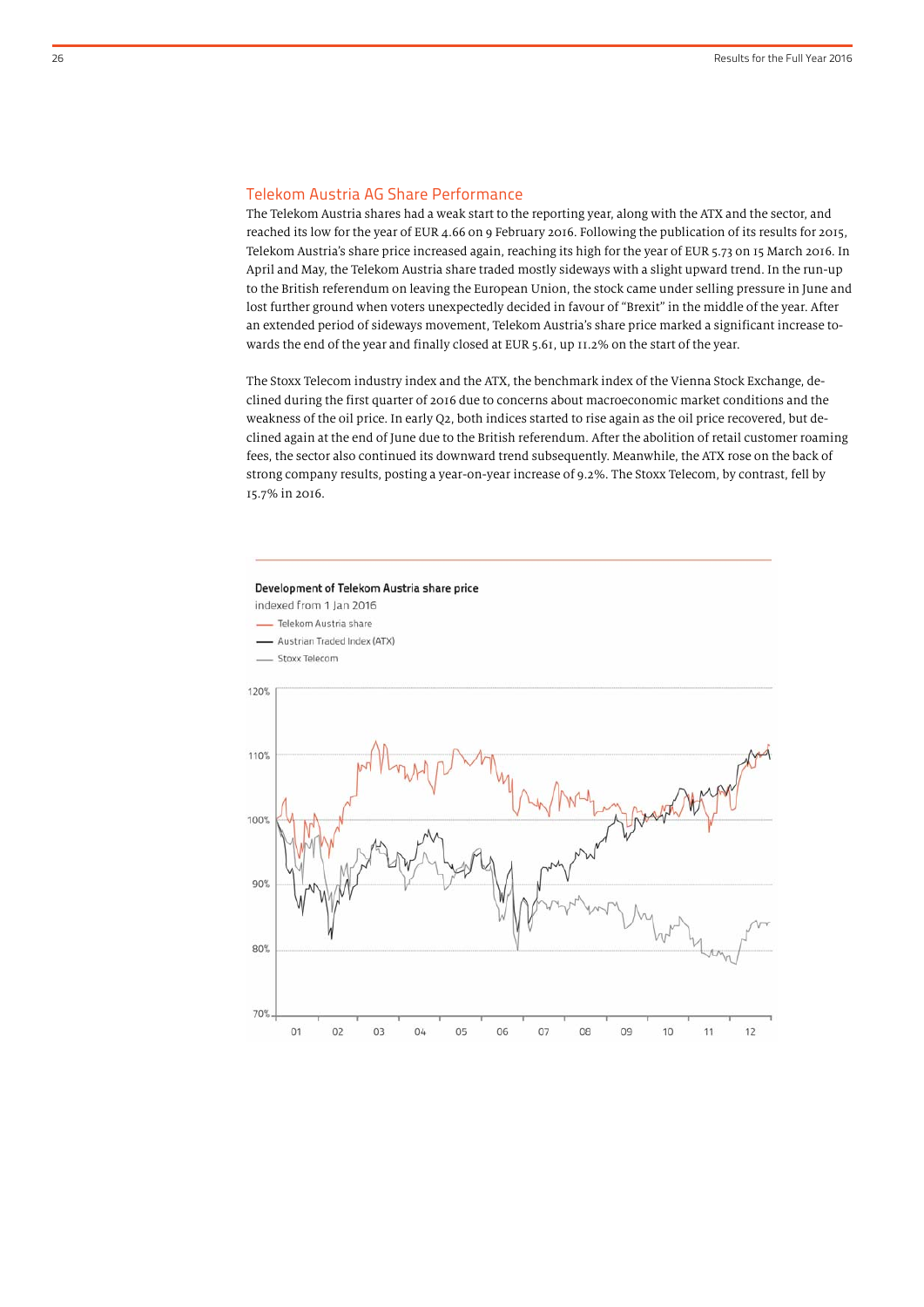## Telekom Austria AG Share Performance

The Telekom Austria shares had a weak start to the reporting year, along with the ATX and the sector, and reached its low for the year of EUR 4.66 on 9 February 2016. Following the publication of its results for 2015, Telekom Austria's share price increased again, reaching its high for the year of EUR 5.73 on 15 March 2016. In April and May, the Telekom Austria share traded mostly sideways with a slight upward trend. In the run-up to the British referendum on leaving the European Union, the stock came under selling pressure in June and lost further ground when voters unexpectedly decided in favour of "Brexit" in the middle of the year. After an extended period of sideways movement, Telekom Austria's share price marked a significant increase towards the end of the year and finally closed at EUR 5.61, up 11.2% on the start of the year.

The Stoxx Telecom industry index and the ATX, the benchmark index of the Vienna Stock Exchange, declined during the first quarter of 2016 due to concerns about macroeconomic market conditions and the weakness of the oil price. In early Q2, both indices started to rise again as the oil price recovered, but declined again at the end of June due to the British referendum. After the abolition of retail customer roaming fees, the sector also continued its downward trend subsequently. Meanwhile, the ATX rose on the back of strong company results, posting a year-on-year increase of 9.2%. The Stoxx Telecom, by contrast, fell by 15.7% in 2016.

**Development of Telekom Austria share price**

indexed from 1 Jan 2016

- Telekom Austria share
- Austrian Traded Index (ATX)
- Stoxx Telecom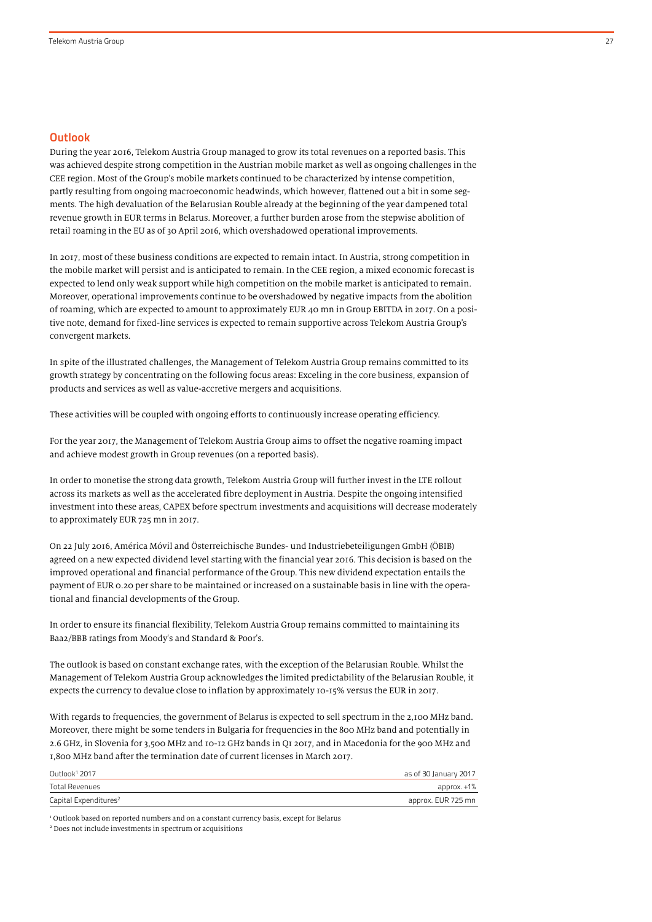## Outlook

During the year 2016, Telekom Austria Group managed to grow its total revenues on a reported basis. This was achieved despite strong competition in the Austrian mobile market as well as ongoing challenges in the CEE region. Most of the Group's mobile markets continued to be characterized by intense competition, partly resulting from ongoing macroeconomic headwinds, which however, flattened out a bit in some segments. The high devaluation of the Belarusian Rouble already at the beginning of the year dampened total revenue growth in EUR terms in Belarus. Moreover, a further burden arose from the stepwise abolition of retail roaming in the EU as of 30 April 2016, which overshadowed operational improvements.

In 2017, most of these business conditions are expected to remain intact. In Austria, strong competition in the mobile market will persist and is anticipated to remain. In the CEE region, a mixed economic forecast is expected to lend only weak support while high competition on the mobile market is anticipated to remain. Moreover, operational improvements continue to be overshadowed by negative impacts from the abolition of roaming, which are expected to amount to approximately EUR 40 mn in Group EBITDA in 2017. On a positive note, demand for fixed-line services is expected to remain supportive across Telekom Austria Group's convergent markets.

In spite of the illustrated challenges, the Management of Telekom Austria Group remains committed to its growth strategy by concentrating on the following focus areas: Exceling in the core business, expansion of products and services as well as value-accretive mergers and acquisitions.

These activities will be coupled with ongoing efforts to continuously increase operating efficiency.

For the year 2017, the Management of Telekom Austria Group aims to offset the negative roaming impact and achieve modest growth in Group revenues (on a reported basis).

In order to monetise the strong data growth, Telekom Austria Group will further invest in the LTE rollout across its markets as well as the accelerated fibre deployment in Austria. Despite the ongoing intensified investment into these areas, CAPEX before spectrum investments and acquisitions will decrease moderately to approximately EUR 725 mn in 2017.

On 22 July 2016, América Móvil and Österreichische Bundes- und Industriebeteiligungen GmbH (ÖBIB) agreed on a new expected dividend level starting with the financial year 2016. This decision is based on the improved operational and financial performance of the Group. This new dividend expectation entails the payment of EUR 0.20 per share to be maintained or increased on a sustainable basis in line with the operational and financial developments of the Group.

In order to ensure its financial flexibility, Telekom Austria Group remains committed to maintaining its Baa2/BBB ratings from Moody's and Standard & Poor's.

The outlook is based on constant exchange rates, with the exception of the Belarusian Rouble. Whilst the Management of Telekom Austria Group acknowledges the limited predictability of the Belarusian Rouble, it expects the currency to devalue close to inflation by approximately 10-15% versus the EUR in 2017.

With regards to frequencies, the government of Belarus is expected to sell spectrum in the 2,100 MHz band. Moreover, there might be some tenders in Bulgaria for frequencies in the 800 MHz band and potentially in 2.6 GHz, in Slovenia for 3,500 MHz and 10-12 GHz bands in Q1 2017, and in Macedonia for the 900 MHz and 1,800 MHz band after the termination date of current licenses in March 2017.

| Outlook[1] 2017 | as of 30 January 2017 |
|---|---|
| Total Revenues | approx. +1% |
| Capital Expenditures[2] | approx. EUR 725 mn |

[1] Outlook based on reported numbers and on a constant currency basis, except for Belarus

[2] Does not include investments in spectrum or acquisitions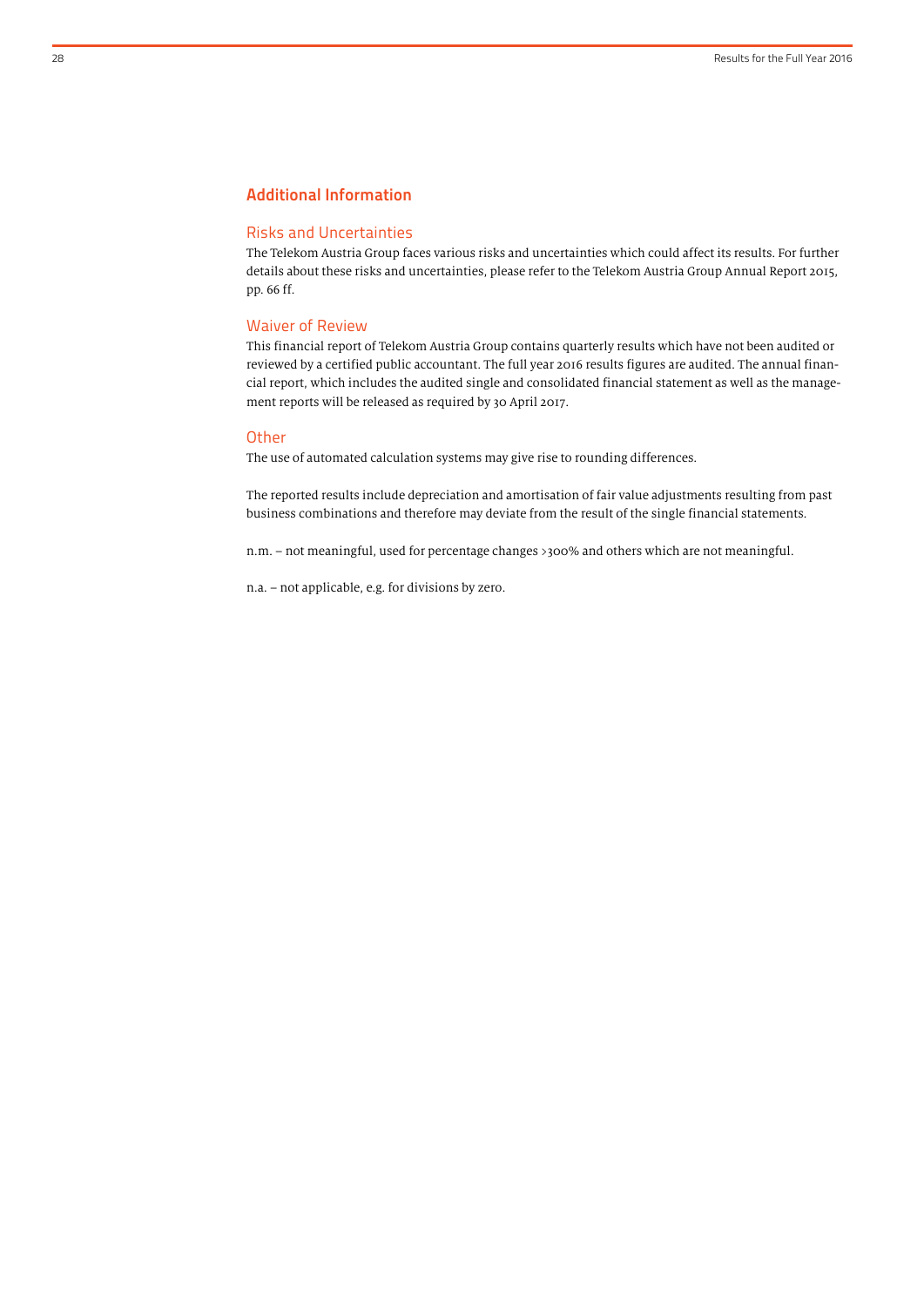## Additional Information

### Risks and Uncertainties

The Telekom Austria Group faces various risks and uncertainties which could affect its results. For further details about these risks and uncertainties, please refer to the Telekom Austria Group Annual Report 2015, pp. 66 ff.

### Waiver of Review

This financial report of Telekom Austria Group contains quarterly results which have not been audited or reviewed by a certified public accountant. The full year 2016 results figures are audited. The annual financial report, which includes the audited single and consolidated financial statement as well as the management reports will be released as required by 30 April 2017.

### Other

The use of automated calculation systems may give rise to rounding differences.

The reported results include depreciation and amortisation of fair value adjustments resulting from past business combinations and therefore may deviate from the result of the single financial statements.

n.m. – not meaningful, used for percentage changes >300% and others which are not meaningful.

n.a. – not applicable, e.g. for divisions by zero.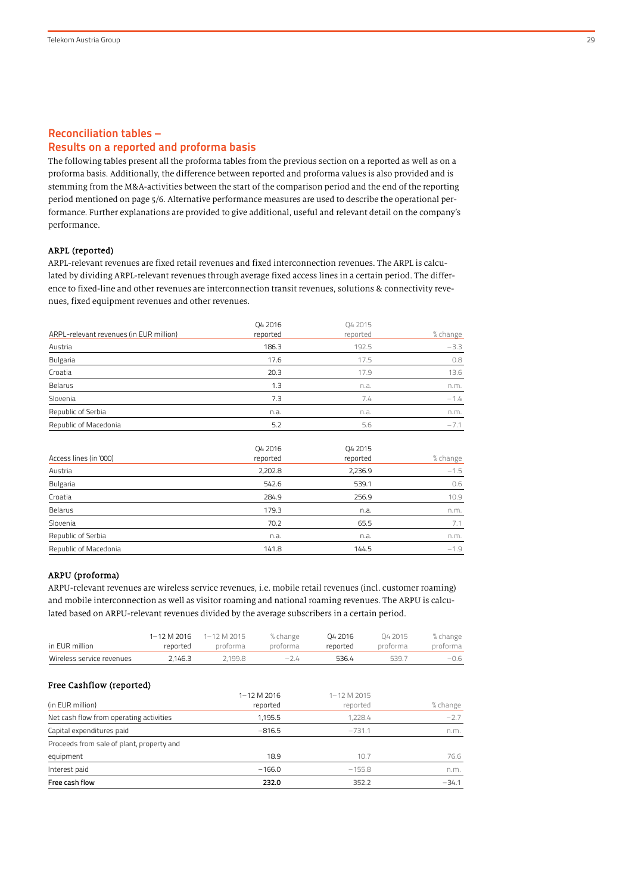## Reconciliation tables – Results on a reported and proforma basis

The following tables present all the proforma tables from the previous section on a reported as well as on a proforma basis. Additionally, the difference between reported and proforma values is also provided and is stemming from the M&A-activities between the start of the comparison period and the end of the reporting period mentioned on page 5/6. Alternative performance measures are used to describe the operational performance. Further explanations are provided to give additional, useful and relevant detail on the company's performance.

### ARPL (reported)

ARPL-relevant revenues are fixed retail revenues and fixed interconnection revenues. The ARPL is calculated by dividing ARPL-relevant revenues through average fixed access lines in a certain period. The difference to fixed-line and other revenues are interconnection transit revenues, solutions & connectivity revenues, fixed equipment revenues and other revenues.

| ARPL-relevant revenues (in EUR million) | Q4 2016 reported | Q4 2015 reported | % change |
|---|---|---|---|
| Austria | 186.3 | 192.5 | −3.3 |
| Bulgaria | 17.6 | 17.5 | 0.8 |
| Croatia | 20.3 | 17.9 | 13.6 |
| Belarus | 1.3 | n.a. | n.m. |
| Slovenia | 7.3 | 7.4 | −1.4 |
| Republic of Serbia | n.a. | n.a. | n.m. |
| Republic of Macedonia | 5.2 | 5.6 | −7.1 |

| Access lines (in '000) | Q4 2016 reported | Q4 2015 reported | % change |
|---|---|---|---|
| Austria | 2,202.8 | 2,236.9 | −1.5 |
| Bulgaria | 542.6 | 539.1 | 0.6 |
| Croatia | 284.9 | 256.9 | 10.9 |
| Belarus | 179.3 | n.a. | n.m. |
| Slovenia | 70.2 | 65.5 | 7.1 |
| Republic of Serbia | n.a. | n.a. | n.m. |
| Republic of Macedonia | 141.8 | 144.5 | −1.9 |

### ARPU (proforma)

ARPU-relevant revenues are wireless service revenues, i.e. mobile retail revenues (incl. customer roaming) and mobile interconnection as well as visitor roaming and national roaming revenues. The ARPU is calculated based on ARPU-relevant revenues divided by the average subscribers in a certain period.

| in EUR million | 1–12 M 2016 reported | 1–12 M 2015 proforma | % change proforma | Q4 2016 reported | Q4 2015 proforma | % change proforma |
|---|---|---|---|---|---|---|
| Wireless service revenues | 2,146.3 | 2,199.8 | −2.4 | 536.4 | 539.7 | −0.6 |

### Free Cashflow (reported)

| (in EUR million) | 1–12 M 2016 reported | 1–12 M 2015 reported | % change |
|---|---|---|---|
| Net cash flow from operating activities | 1,195.5 | 1,228.4 | −2.7 |
| Capital expenditures paid | −816.5 | −731.1 | n.m. |
| Proceeds from sale of plant, property and equipment | 18.9 | 10.7 | 76.6 |
| Interest paid | −166.0 | −155.8 | n.m. |
| **Free cash flow** | **232.0** | 352.2 | −34.1 |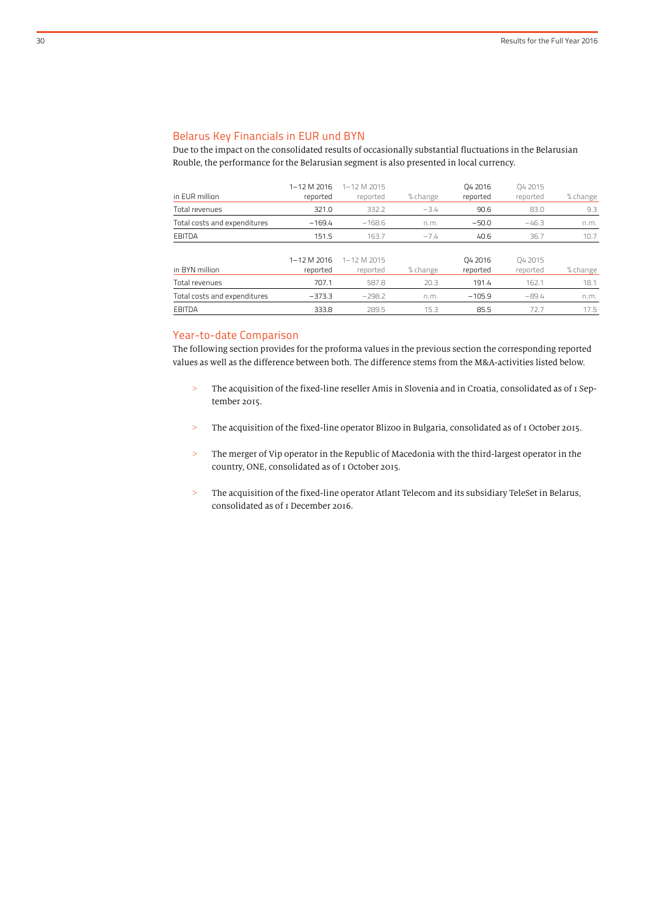## Belarus Key Financials in EUR und BYN

Due to the impact on the consolidated results of occasionally substantial fluctuations in the Belarusian Rouble, the performance for the Belarusian segment is also presented in local currency.

| in EUR million | 1–12 M 2016 reported | 1–12 M 2015 reported | % change | Q4 2016 reported | Q4 2015 reported | % change |
|---|---|---|---|---|---|---|
| Total revenues | 321.0 | 332.2 | −3.4 | 90.6 | 83.0 | 9.3 |
| Total costs and expenditures | −169.4 | −168.6 | n.m. | −50.0 | −46.3 | n.m. |
| EBITDA | 151.5 | 163.7 | −7.4 | 40.6 | 36.7 | 10.7 |

| in BYN million | 1–12 M 2016 reported | 1–12 M 2015 reported | % change | Q4 2016 reported | Q4 2015 reported | % change |
|---|---|---|---|---|---|---|
| Total revenues | 707.1 | 587.8 | 20.3 | 191.4 | 162.1 | 18.1 |
| Total costs and expenditures | −373.3 | −298.2 | n.m. | −105.9 | −89.4 | n.m. |
| EBITDA | 333.8 | 289.5 | 15.3 | 85.5 | 72.7 | 17.5 |

## Year-to-date Comparison

The following section provides for the proforma values in the previous section the corresponding reported values as well as the difference between both. The difference stems from the M&A-activities listed below.

> The acquisition of the fixed-line reseller Amis in Slovenia and in Croatia, consolidated as of 1 September 2015.

> The acquisition of the fixed-line operator Blizoo in Bulgaria, consolidated as of 1 October 2015.

> The merger of Vip operator in the Republic of Macedonia with the third-largest operator in the country, ONE, consolidated as of 1 October 2015.

> The acquisition of the fixed-line operator Atlant Telecom and its subsidiary TeleSet in Belarus, consolidated as of 1 December 2016.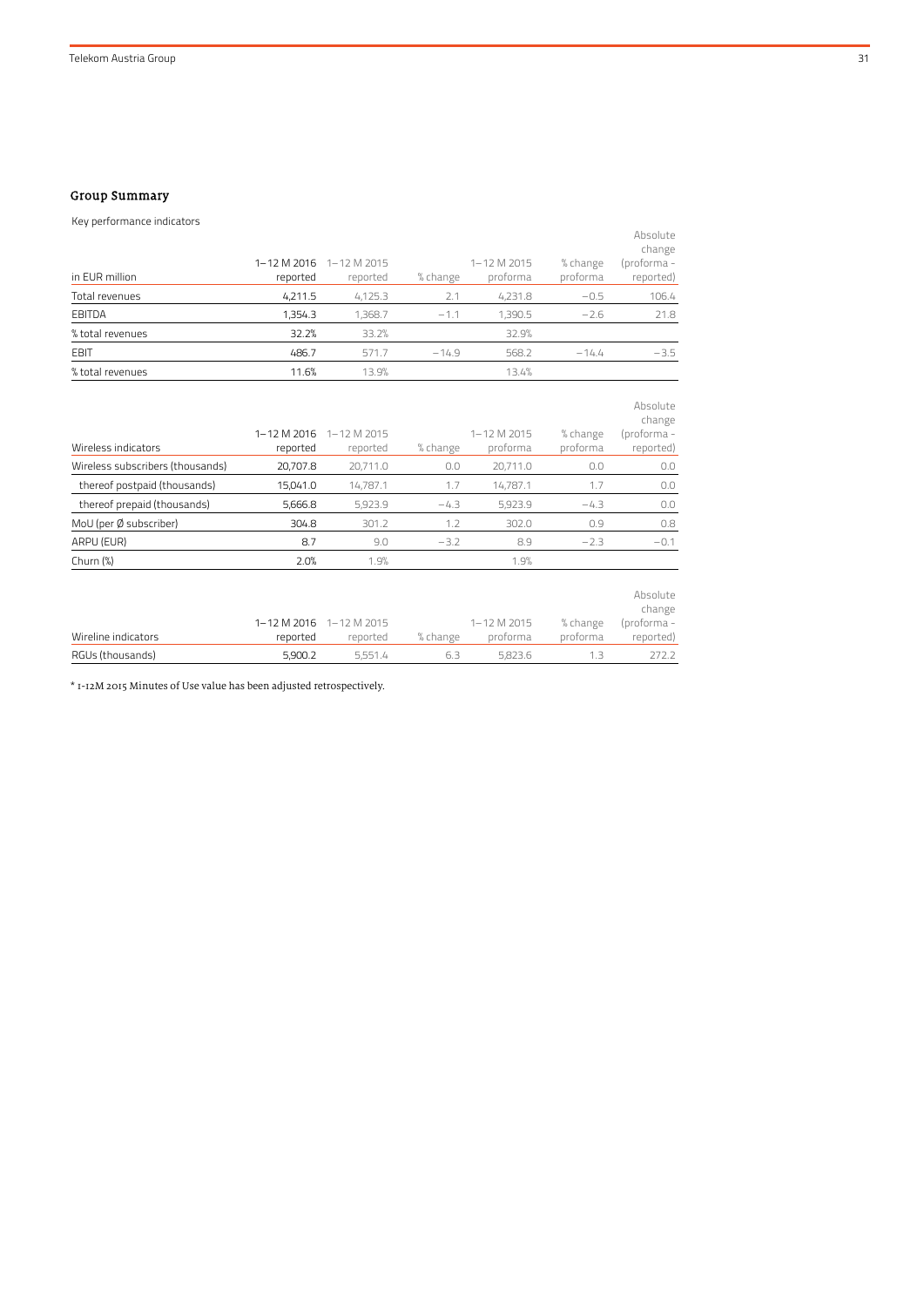## Group Summary

Key performance indicators

| in EUR million | 1–12 M 2016 reported | 1–12 M 2015 reported | % change | 1–12 M 2015 proforma | % change proforma | Absolute change (proforma - reported) |
|---|---|---|---|---|---|---|
| Total revenues | 4,211.5 | 4,125.3 | 2.1 | 4,231.8 | −0.5 | 106.4 |
| EBITDA | 1,354.3 | 1,368.7 | −1.1 | 1,390.5 | −2.6 | 21.8 |
| % total revenues | 32.2% | 33.2% | | 32.9% | | |
| EBIT | 486.7 | 571.7 | −14.9 | 568.2 | −14.4 | −3.5 |
| % total revenues | 11.6% | 13.9% | | 13.4% | | |

| Wireless indicators | 1–12 M 2016 reported | 1–12 M 2015 reported | % change | 1–12 M 2015 proforma | % change proforma | Absolute change (proforma - reported) |
|---|---|---|---|---|---|---|
| Wireless subscribers (thousands) | 20,707.8 | 20,711.0 | 0.0 | 20,711.0 | 0.0 | 0.0 |
| thereof postpaid (thousands) | 15,041.0 | 14,787.1 | 1.7 | 14,787.1 | 1.7 | 0.0 |
| thereof prepaid (thousands) | 5,666.8 | 5,923.9 | −4.3 | 5,923.9 | −4.3 | 0.0 |
| MoU (per Ø subscriber) | 304.8 | 301.2 | 1.2 | 302.0 | 0.9 | 0.8 |
| ARPU (EUR) | 8.7 | 9.0 | −3.2 | 8.9 | −2.3 | −0.1 |
| Churn (%) | 2.0% | 1.9% | | 1.9% | | |

| Wireline indicators | 1–12 M 2016 reported | 1–12 M 2015 reported | % change | 1–12 M 2015 proforma | % change proforma | Absolute change (proforma - reported) |
|---|---|---|---|---|---|---|
| RGUs (thousands) | 5,900.2 | 5,551.4 | 6.3 | 5,823.6 | 1.3 | 272.2 |

* 1-12M 2015 Minutes of Use value has been adjusted retrospectively.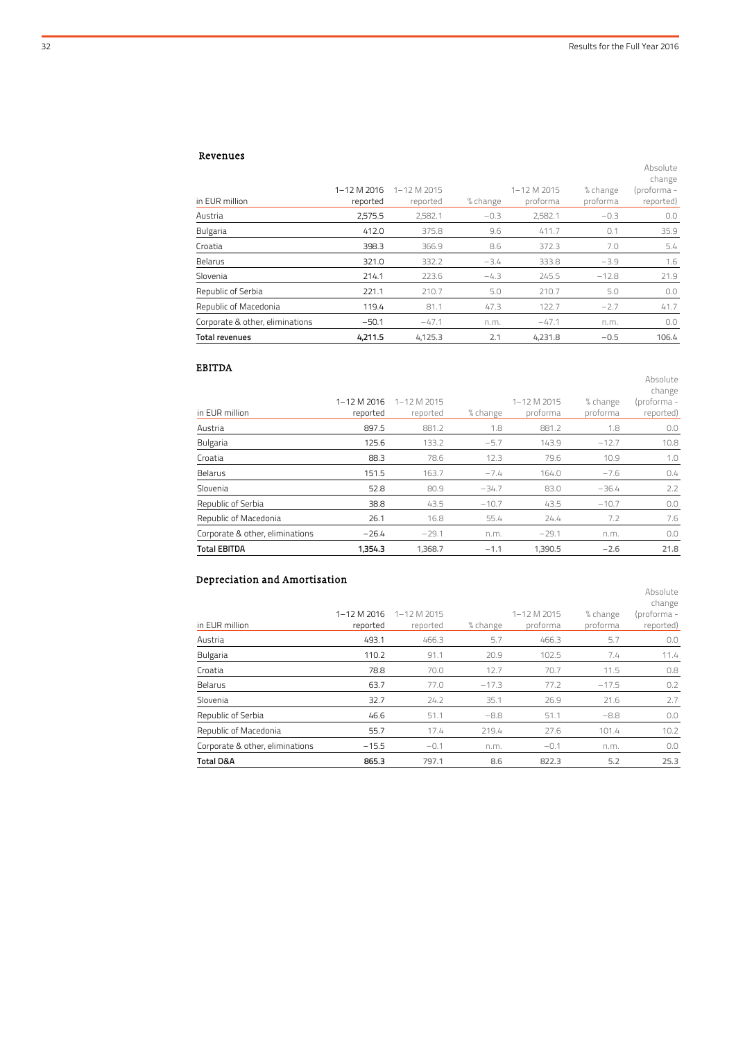## Revenues

| in EUR million | 1–12 M 2016 reported | 1–12 M 2015 reported | % change | 1–12 M 2015 proforma | % change proforma | Absolute change (proforma - reported) |
|---|---|---|---|---|---|---|
| Austria | 2,575.5 | 2,582.1 | −0.3 | 2,582.1 | −0.3 | 0.0 |
| Bulgaria | 412.0 | 375.8 | 9.6 | 411.7 | 0.1 | 35.9 |
| Croatia | 398.3 | 366.9 | 8.6 | 372.3 | 7.0 | 5.4 |
| Belarus | 321.0 | 332.2 | −3.4 | 333.8 | −3.9 | 1.6 |
| Slovenia | 214.1 | 223.6 | −4.3 | 245.5 | −12.8 | 21.9 |
| Republic of Serbia | 221.1 | 210.7 | 5.0 | 210.7 | 5.0 | 0.0 |
| Republic of Macedonia | 119.4 | 81.1 | 47.3 | 122.7 | −2.7 | 41.7 |
| Corporate & other, eliminations | −50.1 | −47.1 | n.m. | −47.1 | n.m. | 0.0 |
| **Total revenues** | **4,211.5** | 4,125.3 | 2.1 | 4,231.8 | −0.5 | 106.4 |

## EBITDA

| in EUR million | 1–12 M 2016 reported | 1–12 M 2015 reported | % change | 1–12 M 2015 proforma | % change proforma | Absolute change (proforma - reported) |
|---|---|---|---|---|---|---|
| Austria | 897.5 | 881.2 | 1.8 | 881.2 | 1.8 | 0.0 |
| Bulgaria | 125.6 | 133.2 | −5.7 | 143.9 | −12.7 | 10.8 |
| Croatia | 88.3 | 78.6 | 12.3 | 79.6 | 10.9 | 1.0 |
| Belarus | 151.5 | 163.7 | −7.4 | 164.0 | −7.6 | 0.4 |
| Slovenia | 52.8 | 80.9 | −34.7 | 83.0 | −36.4 | 2.2 |
| Republic of Serbia | 38.8 | 43.5 | −10.7 | 43.5 | −10.7 | 0.0 |
| Republic of Macedonia | 26.1 | 16.8 | 55.4 | 24.4 | 7.2 | 7.6 |
| Corporate & other, eliminations | −26.4 | −29.1 | n.m. | −29.1 | n.m. | 0.0 |
| **Total EBITDA** | **1,354.3** | 1,368.7 | −1.1 | 1,390.5 | −2.6 | 21.8 |

## Depreciation and Amortisation

| in EUR million | 1–12 M 2016 reported | 1–12 M 2015 reported | % change | 1–12 M 2015 proforma | % change proforma | Absolute change (proforma - reported) |
|---|---|---|---|---|---|---|
| Austria | 493.1 | 466.3 | 5.7 | 466.3 | 5.7 | 0.0 |
| Bulgaria | 110.2 | 91.1 | 20.9 | 102.5 | 7.4 | 11.4 |
| Croatia | 78.8 | 70.0 | 12.7 | 70.7 | 11.5 | 0.8 |
| Belarus | 63.7 | 77.0 | −17.3 | 77.2 | −17.5 | 0.2 |
| Slovenia | 32.7 | 24.2 | 35.1 | 26.9 | 21.6 | 2.7 |
| Republic of Serbia | 46.6 | 51.1 | −8.8 | 51.1 | −8.8 | 0.0 |
| Republic of Macedonia | 55.7 | 17.4 | 219.4 | 27.6 | 101.4 | 10.2 |
| Corporate & other, eliminations | −15.5 | −0.1 | n.m. | −0.1 | n.m. | 0.0 |
| **Total D&A** | **865.3** | 797.1 | 8.6 | 822.3 | 5.2 | 25.3 |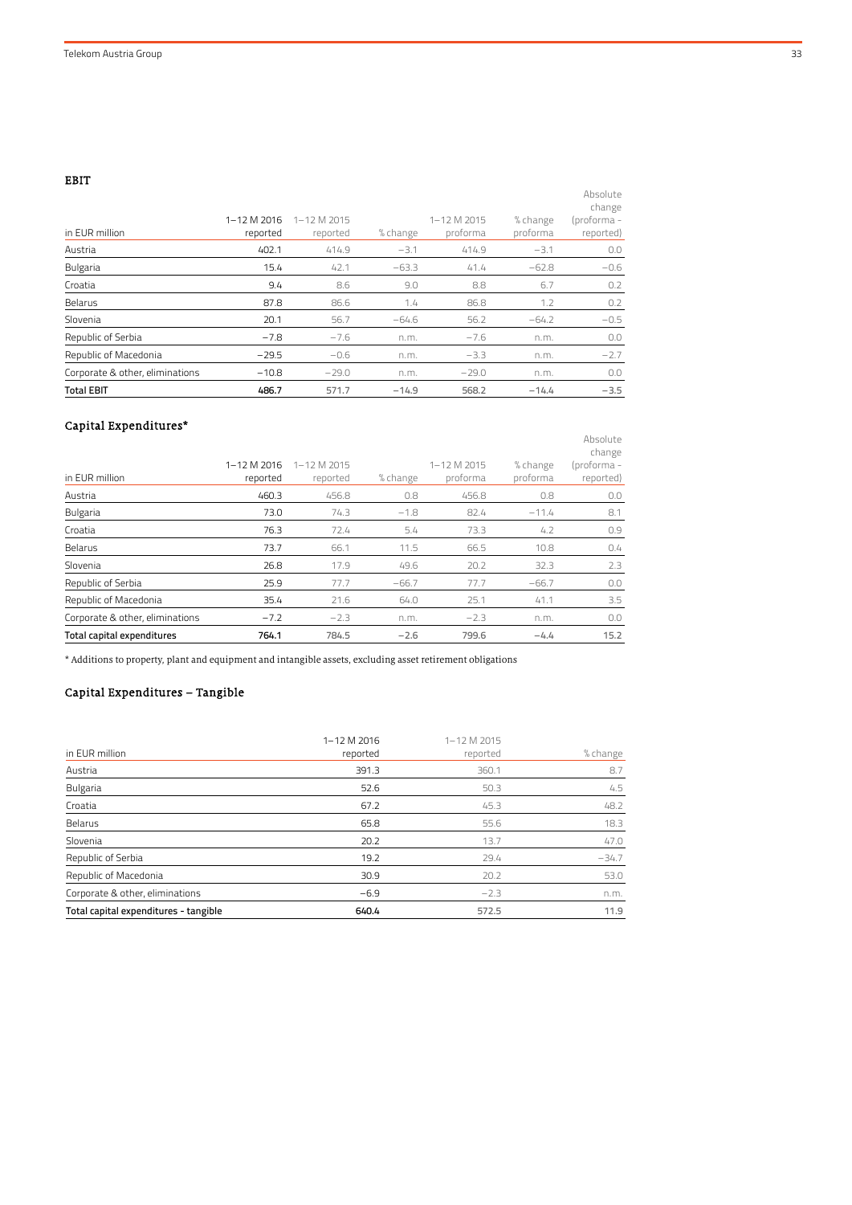## EBIT

| in EUR million | 1–12 M 2016 reported | 1–12 M 2015 reported | % change | 1–12 M 2015 proforma | % change proforma | Absolute change (proforma - reported) |
|---|---|---|---|---|---|---|
| Austria | 402.1 | 414.9 | −3.1 | 414.9 | −3.1 | 0.0 |
| Bulgaria | 15.4 | 42.1 | −63.3 | 41.4 | −62.8 | −0.6 |
| Croatia | 9.4 | 8.6 | 9.0 | 8.8 | 6.7 | 0.2 |
| Belarus | 87.8 | 86.6 | 1.4 | 86.8 | 1.2 | 0.2 |
| Slovenia | 20.1 | 56.7 | −64.6 | 56.2 | −64.2 | −0.5 |
| Republic of Serbia | −7.8 | −7.6 | n.m. | −7.6 | n.m. | 0.0 |
| Republic of Macedonia | −29.5 | −0.6 | n.m. | −3.3 | n.m. | −2.7 |
| Corporate & other, eliminations | −10.8 | −29.0 | n.m. | −29.0 | n.m. | 0.0 |
| **Total EBIT** | **486.7** | 571.7 | −14.9 | 568.2 | −14.4 | −3.5 |

## Capital Expenditures*

| in EUR million | 1–12 M 2016 reported | 1–12 M 2015 reported | % change | 1–12 M 2015 proforma | % change proforma | Absolute change (proforma - reported) |
|---|---|---|---|---|---|---|
| Austria | 460.3 | 456.8 | 0.8 | 456.8 | 0.8 | 0.0 |
| Bulgaria | 73.0 | 74.3 | −1.8 | 82.4 | −11.4 | 8.1 |
| Croatia | 76.3 | 72.4 | 5.4 | 73.3 | 4.2 | 0.9 |
| Belarus | 73.7 | 66.1 | 11.5 | 66.5 | 10.8 | 0.4 |
| Slovenia | 26.8 | 17.9 | 49.6 | 20.2 | 32.3 | 2.3 |
| Republic of Serbia | 25.9 | 77.7 | −66.7 | 77.7 | −66.7 | 0.0 |
| Republic of Macedonia | 35.4 | 21.6 | 64.0 | 25.1 | 41.1 | 3.5 |
| Corporate & other, eliminations | −7.2 | −2.3 | n.m. | −2.3 | n.m. | 0.0 |
| **Total capital expenditures** | **764.1** | 784.5 | −2.6 | 799.6 | −4.4 | 15.2 |

\* Additions to property, plant and equipment and intangible assets, excluding asset retirement obligations

## Capital Expenditures – Tangible

| in EUR million | 1–12 M 2016 reported | 1–12 M 2015 reported | % change |
|---|---|---|---|
| Austria | 391.3 | 360.1 | 8.7 |
| Bulgaria | 52.6 | 50.3 | 4.5 |
| Croatia | 67.2 | 45.3 | 48.2 |
| Belarus | 65.8 | 55.6 | 18.3 |
| Slovenia | 20.2 | 13.7 | 47.0 |
| Republic of Serbia | 19.2 | 29.4 | −34.7 |
| Republic of Macedonia | 30.9 | 20.2 | 53.0 |
| Corporate & other, eliminations | −6.9 | −2.3 | n.m. |
| **Total capital expenditures - tangible** | **640.4** | 572.5 | 11.9 |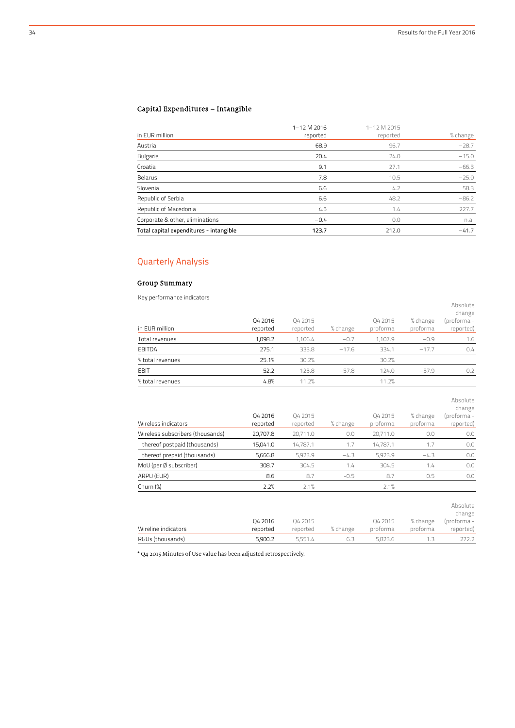### Capital Expenditures – Intangible

| in EUR million | 1–12 M 2016 reported | 1–12 M 2015 reported | % change |
|---|---|---|---|
| Austria | 68.9 | 96.7 | −28.7 |
| Bulgaria | 20.4 | 24.0 | −15.0 |
| Croatia | 9.1 | 27.1 | −66.3 |
| Belarus | 7.8 | 10.5 | −25.0 |
| Slovenia | 6.6 | 4.2 | 58.3 |
| Republic of Serbia | 6.6 | 48.2 | −86.2 |
| Republic of Macedonia | 4.5 | 1.4 | 227.7 |
| Corporate & other, eliminations | −0.4 | 0.0 | n.a. |
| **Total capital expenditures - intangible** | **123.7** | 212.0 | −41.7 |

## Quarterly Analysis

### Group Summary

Key performance indicators

| in EUR million | Q4 2016 reported | Q4 2015 reported | % change | Q4 2015 proforma | % change proforma | Absolute change (proforma - reported) |
|---|---|---|---|---|---|---|
| Total revenues | 1,098.2 | 1,106.4 | −0.7 | 1,107.9 | −0.9 | 1.6 |
| EBITDA | 275.1 | 333.8 | −17.6 | 334.1 | −17.7 | 0.4 |
| % total revenues | 25.1% | 30.2% | | 30.2% | | |
| EBIT | 52.2 | 123.8 | −57.8 | 124.0 | −57.9 | 0.2 |
| % total revenues | 4.8% | 11.2% | | 11.2% | | |

| Wireless indicators | Q4 2016 reported | Q4 2015 reported | % change | Q4 2015 proforma | % change proforma | Absolute change (proforma - reported) |
|---|---|---|---|---|---|---|
| Wireless subscribers (thousands) | 20,707.8 | 20,711.0 | 0.0 | 20,711.0 | 0.0 | 0.0 |
| thereof postpaid (thousands) | 15,041.0 | 14,787.1 | 1.7 | 14,787.1 | 1.7 | 0.0 |
| thereof prepaid (thousands) | 5,666.8 | 5,923.9 | −4.3 | 5,923.9 | −4.3 | 0.0 |
| MoU (per Ø subscriber) | 308.7 | 304.5 | 1.4 | 304.5 | 1.4 | 0.0 |
| ARPU (EUR) | 8.6 | 8.7 | −0.5 | 8.7 | 0.5 | 0.0 |
| Churn (%) | 2.2% | 2.1% | | 2.1% | | |

| Wireline indicators | Q4 2016 reported | Q4 2015 reported | % change | Q4 2015 proforma | % change proforma | Absolute change (proforma - reported) |
|---|---|---|---|---|---|---|
| RGUs (thousands) | 5,900.2 | 5,551.4 | 6.3 | 5,823.6 | 1.3 | 272.2 |

* Q4 2015 Minutes of Use value has been adjusted retrospectively.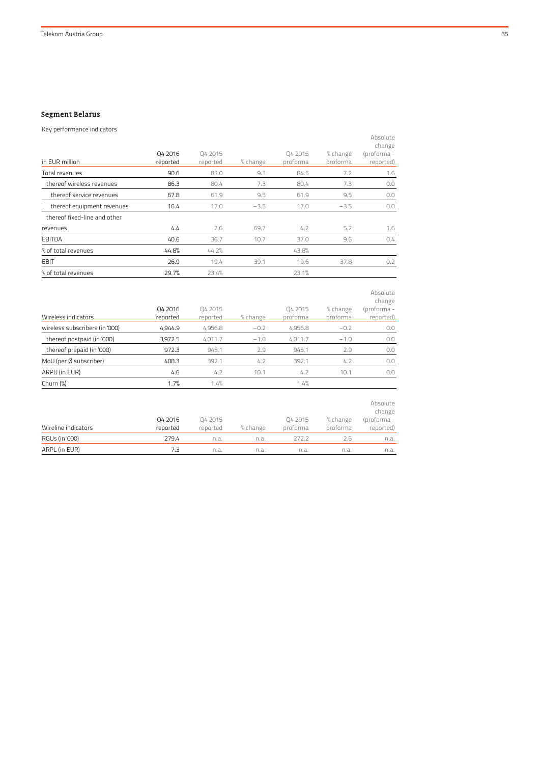## Segment Belarus

Key performance indicators

| in EUR million | Q4 2016 reported | Q4 2015 reported | % change | Q4 2015 proforma | % change proforma | Absolute change (proforma - reported) |
|---|---|---|---|---|---|---|
| Total revenues | 90.6 | 83.0 | 9.3 | 84.5 | 7.2 | 1.6 |
| thereof wireless revenues | 86.3 | 80.4 | 7.3 | 80.4 | 7.3 | 0.0 |
| thereof service revenues | 67.8 | 61.9 | 9.5 | 61.9 | 9.5 | 0.0 |
| thereof equipment revenues | 16.4 | 17.0 | −3.5 | 17.0 | −3.5 | 0.0 |
| thereof fixed-line and other revenues | 4.4 | 2.6 | 69.7 | 4.2 | 5.2 | 1.6 |
| EBITDA | 40.6 | 36.7 | 10.7 | 37.0 | 9.6 | 0.4 |
| % of total revenues | 44.8% | 44.2% | | 43.8% | | |
| EBIT | 26.9 | 19.4 | 39.1 | 19.6 | 37.8 | 0.2 |
| % of total revenues | 29.7% | 23.4% | | 23.1% | | |

| Wireless indicators | Q4 2016 reported | Q4 2015 reported | % change | Q4 2015 proforma | % change proforma | Absolute change (proforma - reported) |
|---|---|---|---|---|---|---|
| wireless subscribers (in '000) | 4,944.9 | 4,956.8 | −0.2 | 4,956.8 | −0.2 | 0.0 |
| thereof postpaid (in '000) | 3,972.5 | 4,011.7 | −1.0 | 4,011.7 | −1.0 | 0.0 |
| thereof prepaid (in '000) | 972.3 | 945.1 | 2.9 | 945.1 | 2.9 | 0.0 |
| MoU (per Ø subscriber) | 408.3 | 392.1 | 4.2 | 392.1 | 4.2 | 0.0 |
| ARPU (in EUR) | 4.6 | 4.2 | 10.1 | 4.2 | 10.1 | 0.0 |
| Churn (%) | 1.7% | 1.4% | | 1.4% | | |

| Wireline indicators | Q4 2016 reported | Q4 2015 reported | % change | Q4 2015 proforma | % change proforma | Absolute change (proforma - reported) |
|---|---|---|---|---|---|---|
| RGUs (in '000) | 279.4 | n.a. | n.a. | 272.2 | 2.6 | n.a. |
| ARPL (in EUR) | 7.3 | n.a. | n.a. | n.a. | n.a. | n.a. |